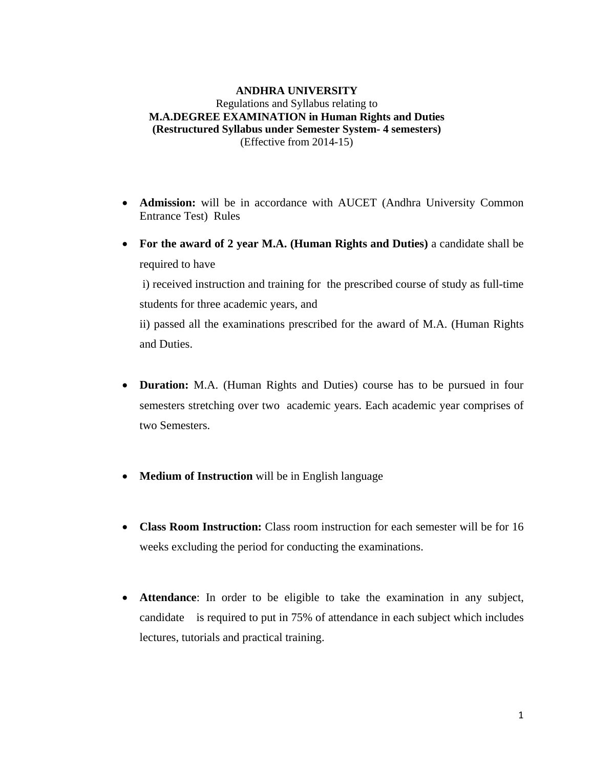**ANDHRA UNIVERSITY**

Regulations and Syllabus relating to

**M.A.DEGREE EXAMINATION in Human Rights and Duties**

**(Restructured Syllabus under Semester System- 4 semesters)**

(Effective from 2014-15)

- **Admission:** will be in accordance with AUCET (Andhra University Common Entrance Test) Rules

- **For the award of 2 year M.A. (Human Rights and Duties)** a candidate shall be required to have

  i) received instruction and training for the prescribed course of study as full-time students for three academic years, and

  ii) passed all the examinations prescribed for the award of M.A. (Human Rights and Duties.

- **Duration:** M.A. (Human Rights and Duties) course has to be pursued in four semesters stretching over two academic years. Each academic year comprises of two Semesters.

- **Medium of Instruction** will be in English language

- **Class Room Instruction:** Class room instruction for each semester will be for 16 weeks excluding the period for conducting the examinations.

- **Attendance**: In order to be eligible to take the examination in any subject, candidate is required to put in 75% of attendance in each subject which includes lectures, tutorials and practical training.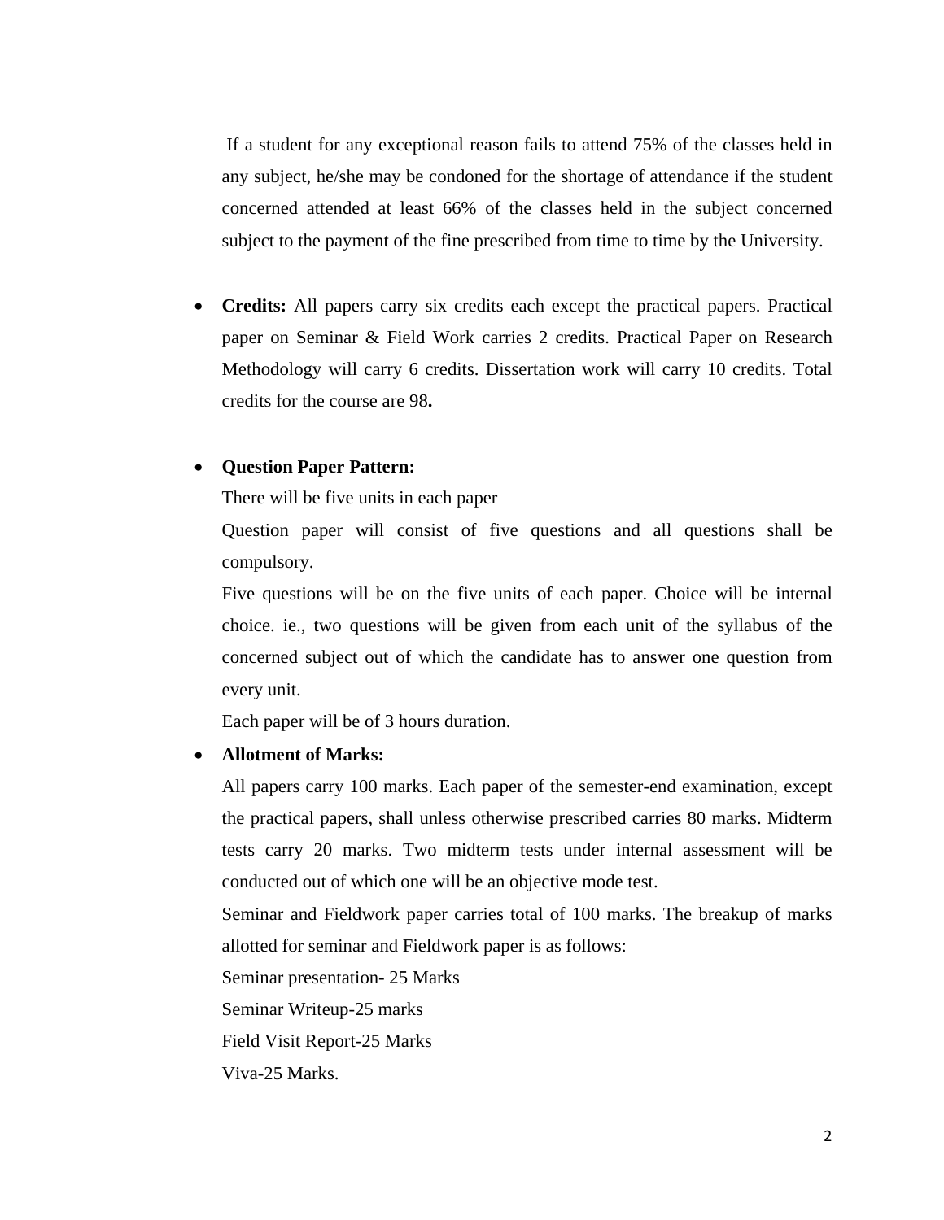If a student for any exceptional reason fails to attend 75% of the classes held in any subject, he/she may be condoned for the shortage of attendance if the student concerned attended at least 66% of the classes held in the subject concerned subject to the payment of the fine prescribed from time to time by the University.

- **Credits:** All papers carry six credits each except the practical papers. Practical paper on Seminar & Field Work carries 2 credits. Practical Paper on Research Methodology will carry 6 credits. Dissertation work will carry 10 credits. Total credits for the course are 98**.**

- **Question Paper Pattern:**

  There will be five units in each paper

  Question paper will consist of five questions and all questions shall be compulsory.

  Five questions will be on the five units of each paper. Choice will be internal choice. ie., two questions will be given from each unit of the syllabus of the concerned subject out of which the candidate has to answer one question from every unit.

  Each paper will be of 3 hours duration.

- **Allotment of Marks:**

  All papers carry 100 marks. Each paper of the semester-end examination, except the practical papers, shall unless otherwise prescribed carries 80 marks. Midterm tests carry 20 marks. Two midterm tests under internal assessment will be conducted out of which one will be an objective mode test.

  Seminar and Fieldwork paper carries total of 100 marks. The breakup of marks allotted for seminar and Fieldwork paper is as follows:

  Seminar presentation- 25 Marks

  Seminar Writeup-25 marks

  Field Visit Report-25 Marks

  Viva-25 Marks.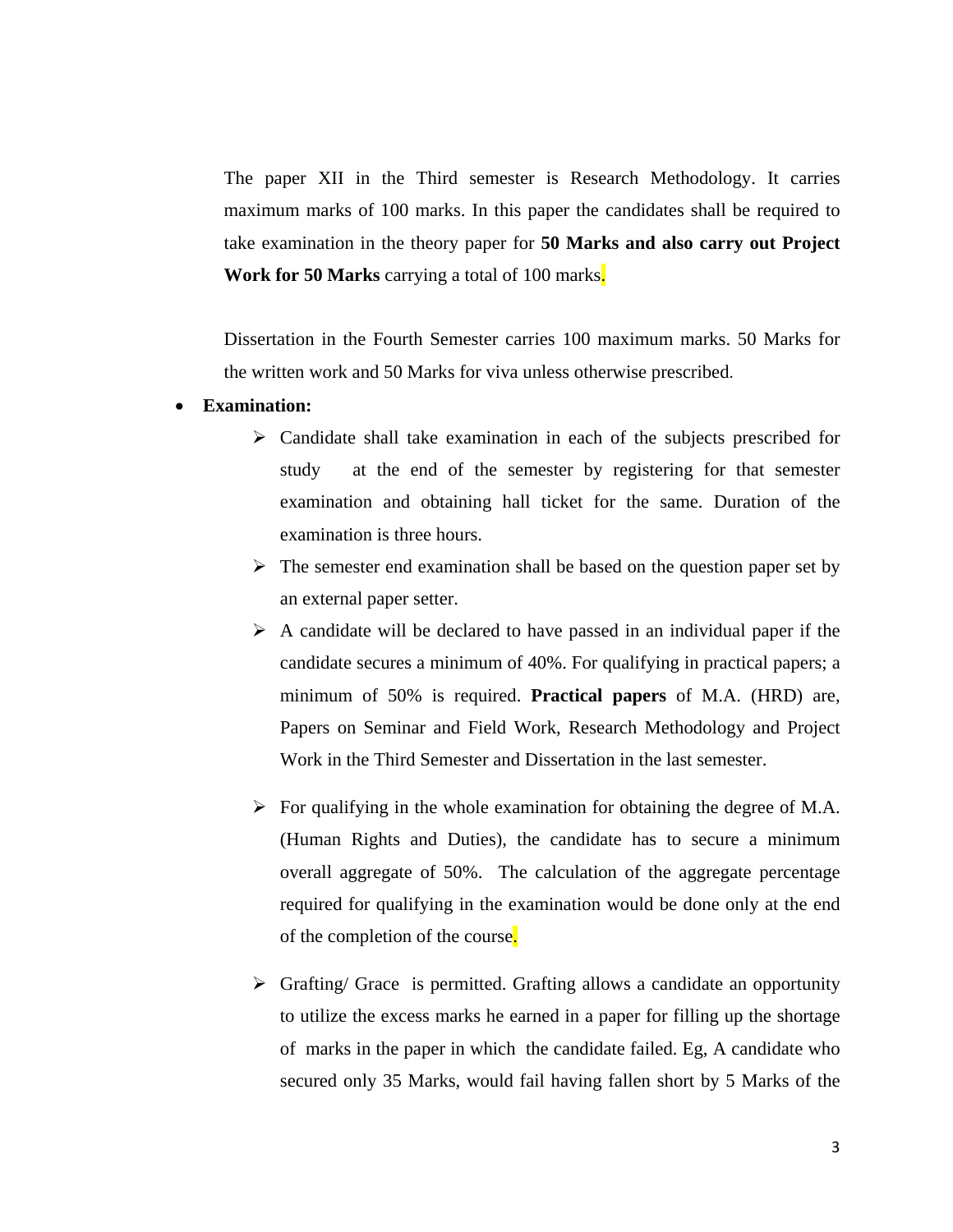The paper XII in the Third semester is Research Methodology. It carries maximum marks of 100 marks. In this paper the candidates shall be required to take examination in the theory paper for **50 Marks and also carry out Project Work for 50 Marks** carrying a total of 100 marks.

Dissertation in the Fourth Semester carries 100 maximum marks. 50 Marks for the written work and 50 Marks for viva unless otherwise prescribed.

- **Examination:**
  - Candidate shall take examination in each of the subjects prescribed for study at the end of the semester by registering for that semester examination and obtaining hall ticket for the same. Duration of the examination is three hours.
  - The semester end examination shall be based on the question paper set by an external paper setter.
  - A candidate will be declared to have passed in an individual paper if the candidate secures a minimum of 40%. For qualifying in practical papers; a minimum of 50% is required. **Practical papers** of M.A. (HRD) are, Papers on Seminar and Field Work, Research Methodology and Project Work in the Third Semester and Dissertation in the last semester.
  - For qualifying in the whole examination for obtaining the degree of M.A. (Human Rights and Duties), the candidate has to secure a minimum overall aggregate of 50%. The calculation of the aggregate percentage required for qualifying in the examination would be done only at the end of the completion of the course.
  - Grafting/ Grace is permitted. Grafting allows a candidate an opportunity to utilize the excess marks he earned in a paper for filling up the shortage of marks in the paper in which the candidate failed. Eg, A candidate who secured only 35 Marks, would fail having fallen short by 5 Marks of the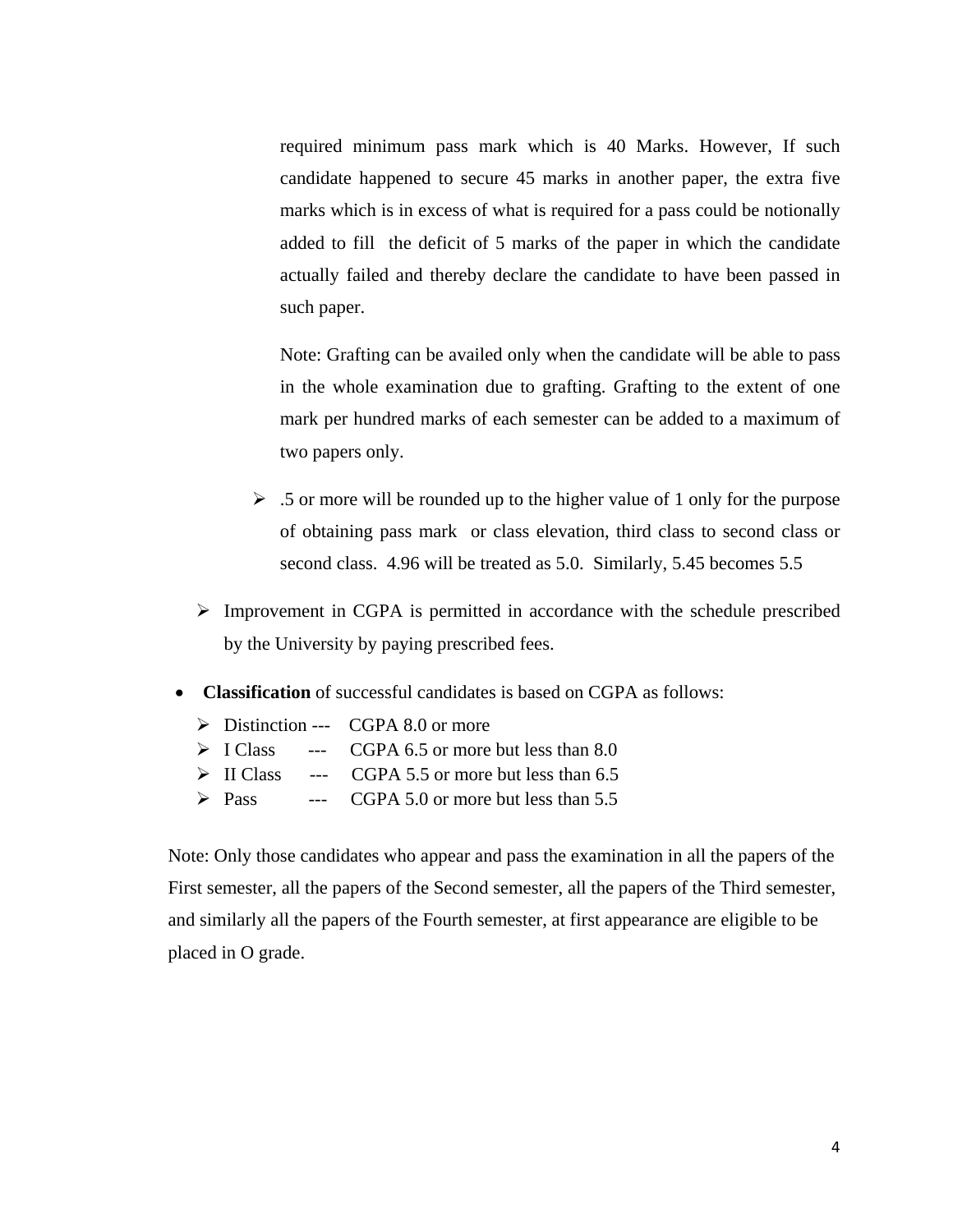required minimum pass mark which is 40 Marks. However, If such candidate happened to secure 45 marks in another paper, the extra five marks which is in excess of what is required for a pass could be notionally added to fill the deficit of 5 marks of the paper in which the candidate actually failed and thereby declare the candidate to have been passed in such paper.

Note: Grafting can be availed only when the candidate will be able to pass in the whole examination due to grafting. Grafting to the extent of one mark per hundred marks of each semester can be added to a maximum of two papers only.

- .5 or more will be rounded up to the higher value of 1 only for the purpose of obtaining pass mark or class elevation, third class to second class or second class. 4.96 will be treated as 5.0. Similarly, 5.45 becomes 5.5

- Improvement in CGPA is permitted in accordance with the schedule prescribed by the University by paying prescribed fees.

- **Classification** of successful candidates is based on CGPA as follows:
  - Distinction --- CGPA 8.0 or more
  - I Class --- CGPA 6.5 or more but less than 8.0
  - II Class --- CGPA 5.5 or more but less than 6.5
  - Pass --- CGPA 5.0 or more but less than 5.5

Note: Only those candidates who appear and pass the examination in all the papers of the First semester, all the papers of the Second semester, all the papers of the Third semester, and similarly all the papers of the Fourth semester, at first appearance are eligible to be placed in O grade.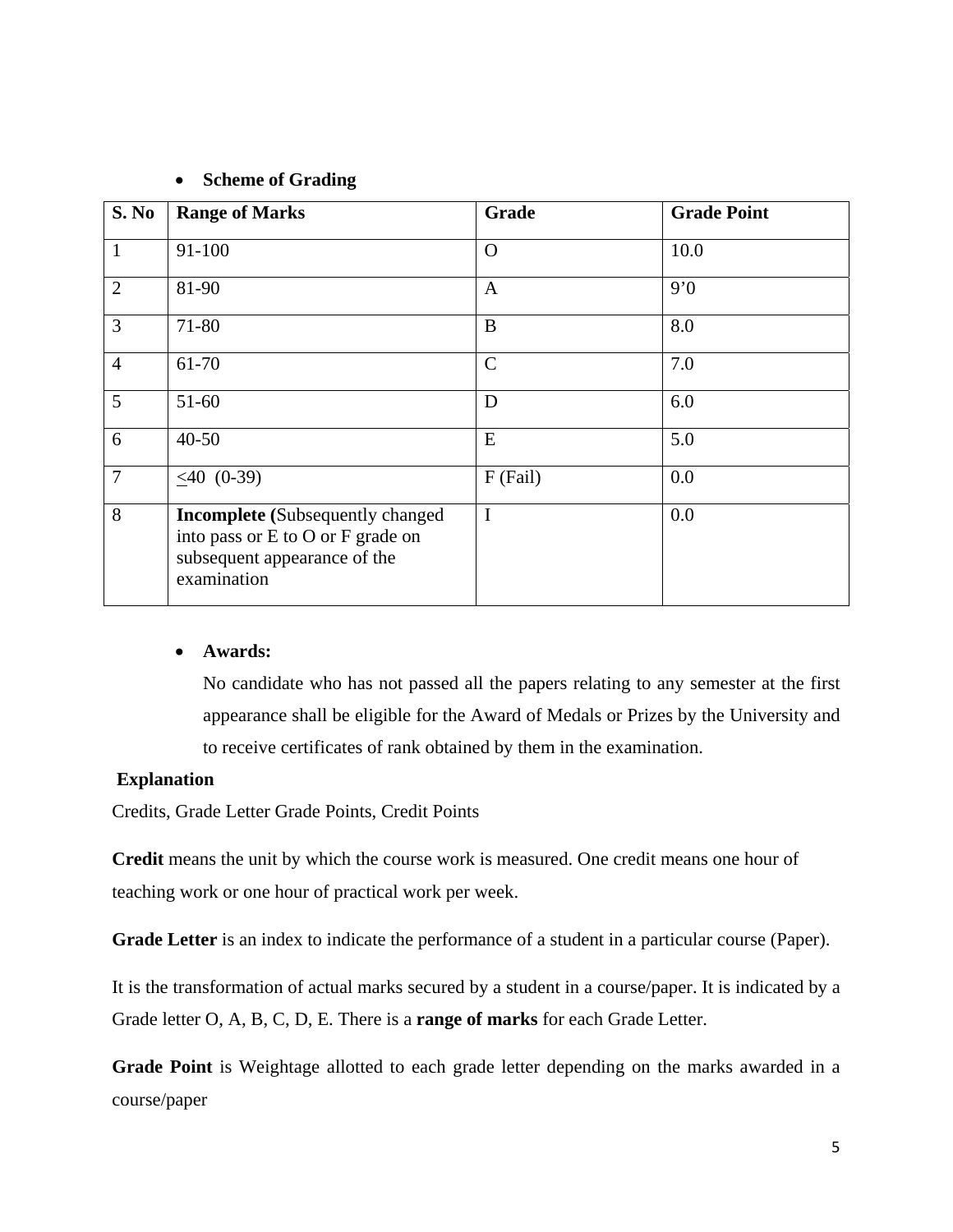- **Scheme of Grading**

| S. No | Range of Marks | Grade | Grade Point |
|---|---|---|---|
| 1 | 91-100 | O | 10.0 |
| 2 | 81-90 | A | 9’0 |
| 3 | 71-80 | B | 8.0 |
| 4 | 61-70 | C | 7.0 |
| 5 | 51-60 | D | 6.0 |
| 6 | 40-50 | E | 5.0 |
| 7 | $\leq$40 (0-39) | F (Fail) | 0.0 |
| 8 | **Incomplete (**Subsequently changed into pass or E to O or F grade on subsequent appearance of the examination | I | 0.0 |

- **Awards:**

  No candidate who has not passed all the papers relating to any semester at the first appearance shall be eligible for the Award of Medals or Prizes by the University and to receive certificates of rank obtained by them in the examination.

**Explanation**

Credits, Grade Letter Grade Points, Credit Points

**Credit** means the unit by which the course work is measured. One credit means one hour of teaching work or one hour of practical work per week.

**Grade Letter** is an index to indicate the performance of a student in a particular course (Paper).

It is the transformation of actual marks secured by a student in a course/paper. It is indicated by a Grade letter O, A, B, C, D, E. There is a **range of marks** for each Grade Letter.

**Grade Point** is Weightage allotted to each grade letter depending on the marks awarded in a course/paper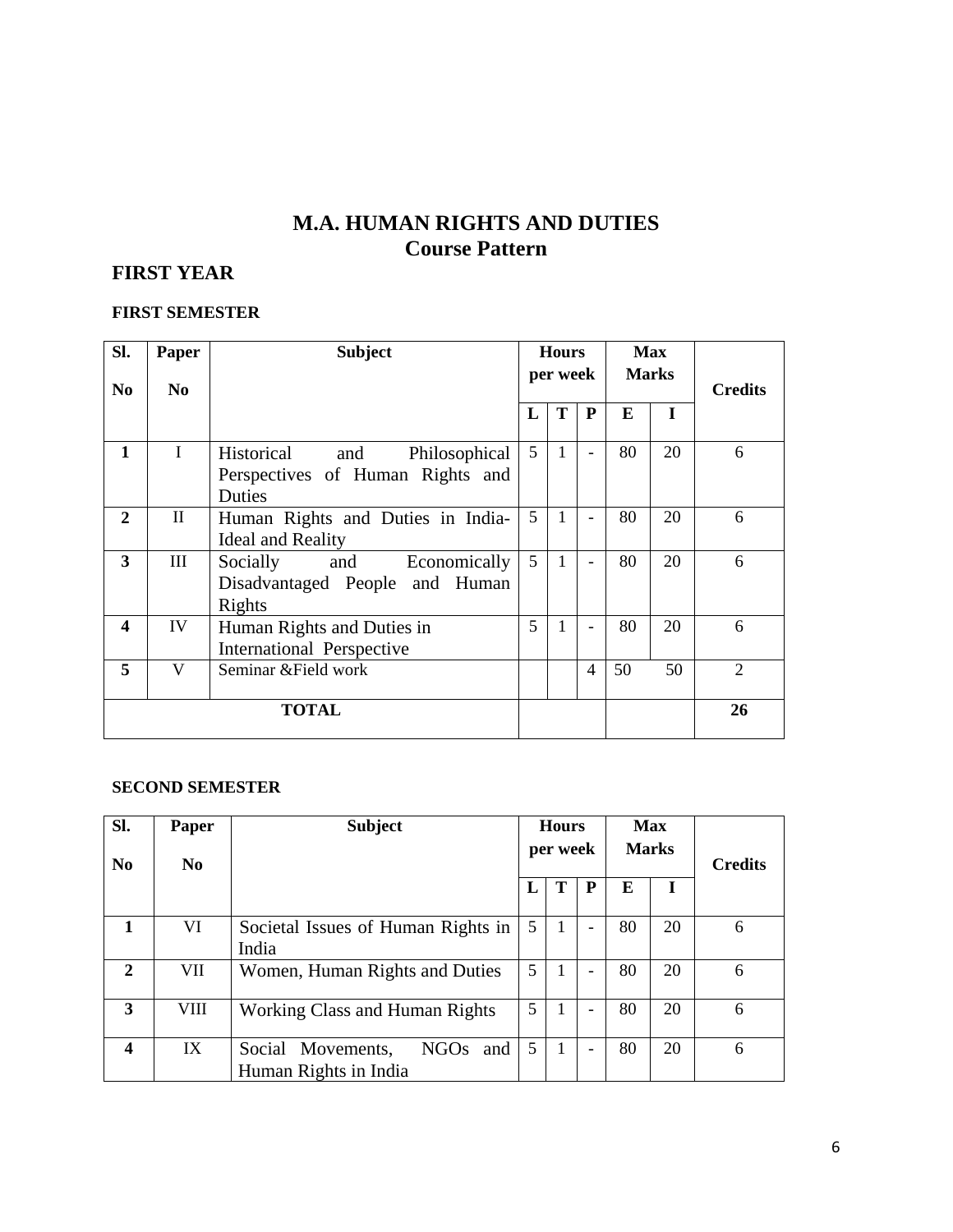# M.A. HUMAN RIGHTS AND DUTIES
## Course Pattern

## FIRST YEAR

### FIRST SEMESTER

| Sl. No | Paper No | Subject | Hours per week | | | Max Marks | | Credits |
|---|---|---|---|---|---|---|---|---|
| | | | L | T | P | E | I | |
| **1** | I | Historical and Philosophical Perspectives of Human Rights and Duties | 5 | 1 | - | 80 | 20 | 6 |
| **2** | II | Human Rights and Duties in India-Ideal and Reality | 5 | 1 | - | 80 | 20 | 6 |
| **3** | III | Socially and Economically Disadvantaged People and Human Rights | 5 | 1 | - | 80 | 20 | 6 |
| **4** | IV | Human Rights and Duties in International Perspective | 5 | 1 | - | 80 | 20 | 6 |
| **5** | V | Seminar &Field work | | | 4 | 50 | 50 | 2 |
| | | **TOTAL** | | | | | | **26** |

### SECOND SEMESTER

| Sl. No | Paper No | Subject | Hours per week | | | Max Marks | | Credits |
|---|---|---|---|---|---|---|---|---|
| | | | L | T | P | E | I | |
| **1** | VI | Societal Issues of Human Rights in India | 5 | 1 | - | 80 | 20 | 6 |
| **2** | VII | Women, Human Rights and Duties | 5 | 1 | - | 80 | 20 | 6 |
| **3** | VIII | Working Class and Human Rights | 5 | 1 | - | 80 | 20 | 6 |
| **4** | IX | Social Movements, NGOs and Human Rights in India | 5 | 1 | - | 80 | 20 | 6 |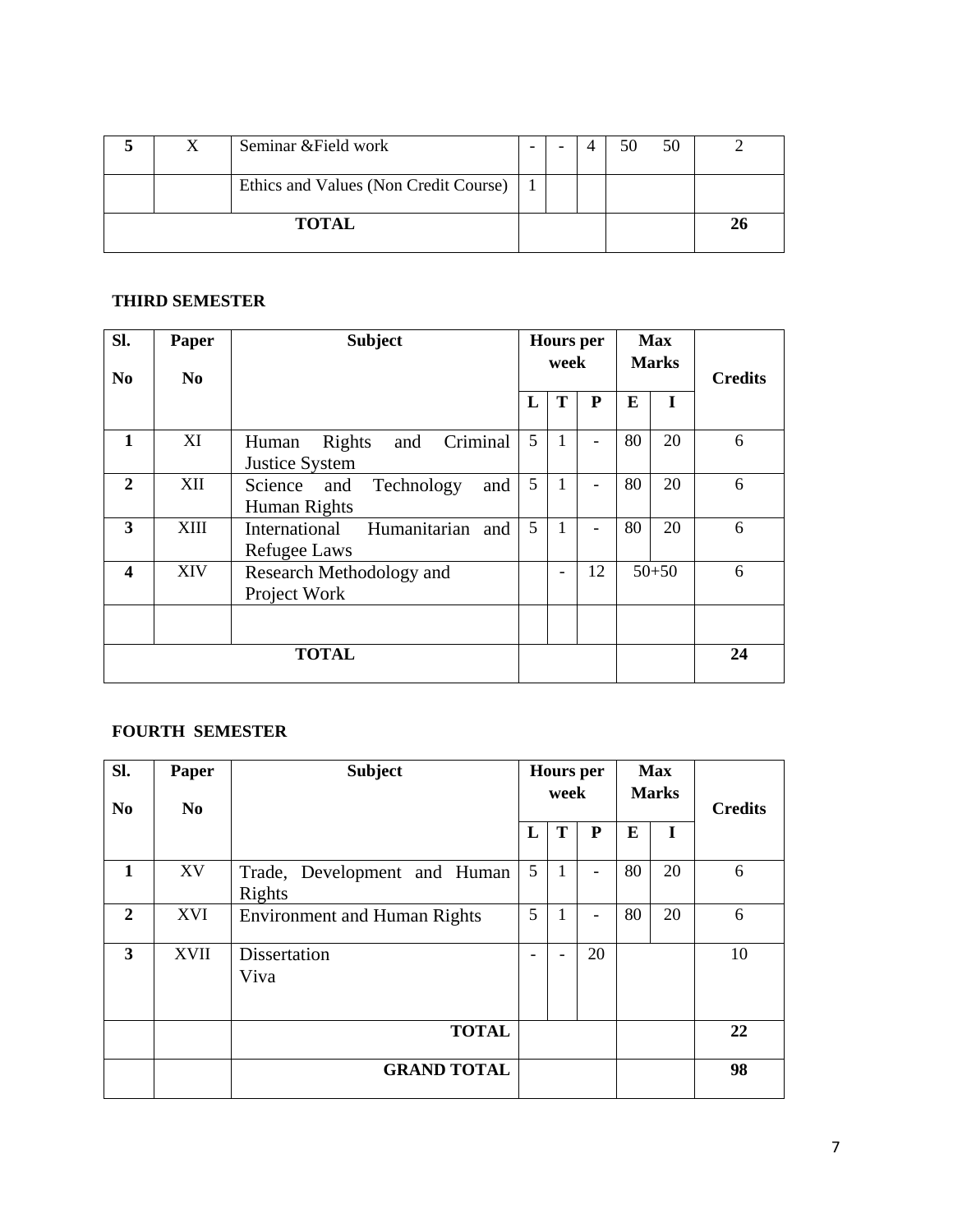| 5 | X | Seminar &Field work | - | - | 4 | 50 | 50 | 2 |
|---|---|---|---|---|---|---|---|---|
| | | Ethics and Values (Non Credit Course) | 1 | | | | | |
| | | **TOTAL** | | | | | | **26** |

**THIRD SEMESTER**

| Sl. No | Paper No | Subject | Hours per week | | | Max Marks | | Credits |
|---|---|---|---|---|---|---|---|---|
| | | | L | T | P | E | I | |
| **1** | XI | Human Rights and Criminal Justice System | 5 | 1 | - | 80 | 20 | 6 |
| **2** | XII | Science and Technology and Human Rights | 5 | 1 | - | 80 | 20 | 6 |
| **3** | XIII | International Humanitarian and Refugee Laws | 5 | 1 | - | 80 | 20 | 6 |
| **4** | XIV | Research Methodology and Project Work | | - | 12 | 50+50 | | 6 |
| | | | | | | | | |
| | | **TOTAL** | | | | | | **24** |

**FOURTH SEMESTER**

| Sl. No | Paper No | Subject | Hours per week | | | Max Marks | | Credits |
|---|---|---|---|---|---|---|---|---|
| | | | L | T | P | E | I | |
| **1** | XV | Trade, Development and Human Rights | 5 | 1 | - | 80 | 20 | 6 |
| **2** | XVI | Environment and Human Rights | 5 | 1 | - | 80 | 20 | 6 |
| **3** | XVII | Dissertation<br>Viva | - | - | 20 | | | 10 |
| | | **TOTAL** | | | | | | **22** |
| | | **GRAND TOTAL** | | | | | | **98** |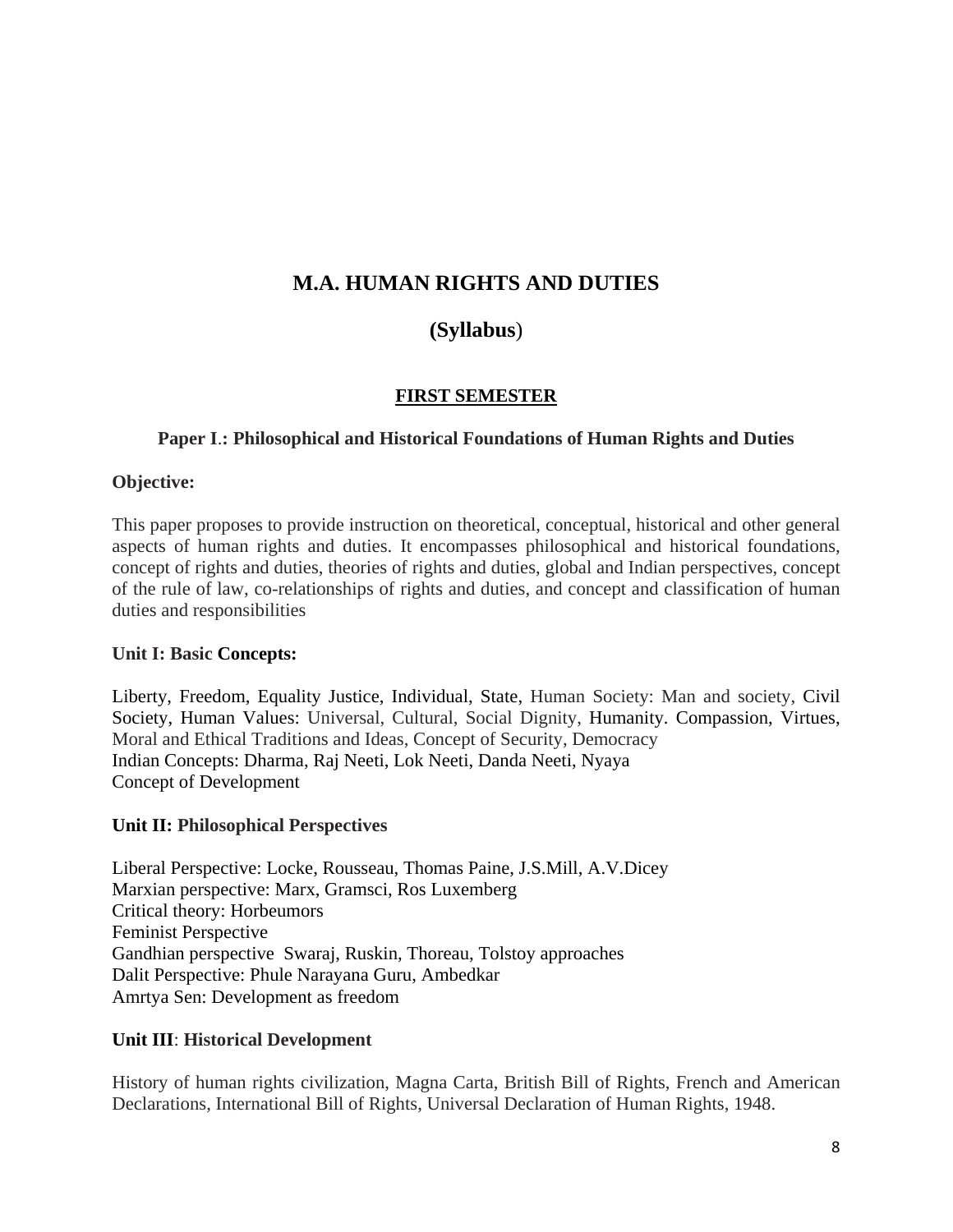# M.A. HUMAN RIGHTS AND DUTIES

## (Syllabus)

### FIRST SEMESTER

### Paper I.: Philosophical and Historical Foundations of Human Rights and Duties

**Objective:**

This paper proposes to provide instruction on theoretical, conceptual, historical and other general aspects of human rights and duties. It encompasses philosophical and historical foundations, concept of rights and duties, theories of rights and duties, global and Indian perspectives, concept of the rule of law, co-relationships of rights and duties, and concept and classification of human duties and responsibilities

**Unit I: Basic Concepts:**

Liberty, Freedom, Equality Justice, Individual, State, Human Society: Man and society, Civil Society, Human Values: Universal, Cultural, Social Dignity, Humanity. Compassion, Virtues, Moral and Ethical Traditions and Ideas, Concept of Security, Democracy
Indian Concepts: Dharma, Raj Neeti, Lok Neeti, Danda Neeti, Nyaya
Concept of Development

**Unit II: Philosophical Perspectives**

Liberal Perspective: Locke, Rousseau, Thomas Paine, J.S.Mill, A.V.Dicey
Marxian perspective: Marx, Gramsci, Ros Luxemberg
Critical theory: Horbeumors
Feminist Perspective
Gandhian perspective Swaraj, Ruskin, Thoreau, Tolstoy approaches
Dalit Perspective: Phule Narayana Guru, Ambedkar
Amrtya Sen: Development as freedom

**Unit III**: **Historical Development**

History of human rights civilization, Magna Carta, British Bill of Rights, French and American Declarations, International Bill of Rights, Universal Declaration of Human Rights, 1948.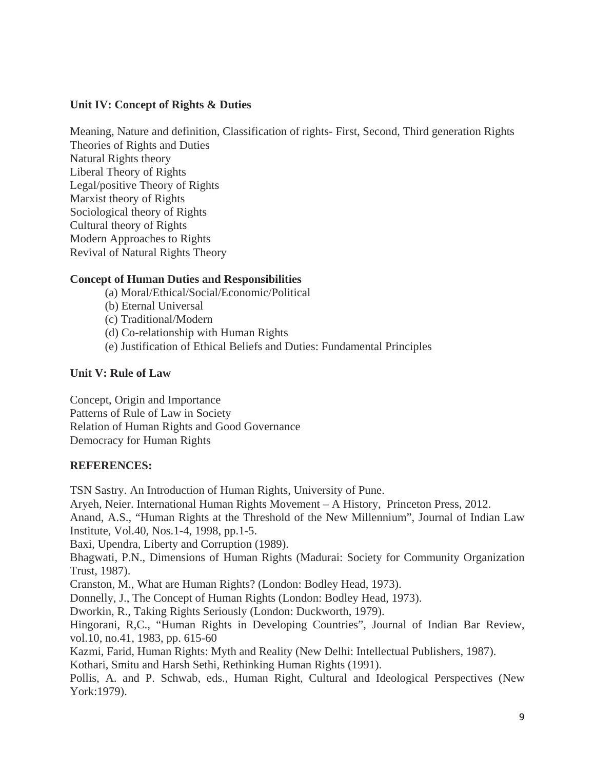**Unit IV: Concept of Rights & Duties**

Meaning, Nature and definition, Classification of rights- First, Second, Third generation Rights
Theories of Rights and Duties
Natural Rights theory
Liberal Theory of Rights
Legal/positive Theory of Rights
Marxist theory of Rights
Sociological theory of Rights
Cultural theory of Rights
Modern Approaches to Rights
Revival of Natural Rights Theory

**Concept of Human Duties and Responsibilities**

(a) Moral/Ethical/Social/Economic/Political
(b) Eternal Universal
(c) Traditional/Modern
(d) Co-relationship with Human Rights
(e) Justification of Ethical Beliefs and Duties: Fundamental Principles

**Unit V: Rule of Law**

Concept, Origin and Importance
Patterns of Rule of Law in Society
Relation of Human Rights and Good Governance
Democracy for Human Rights

**REFERENCES:**

TSN Sastry. An Introduction of Human Rights, University of Pune.
Aryeh, Neier. International Human Rights Movement – A History, Princeton Press, 2012.
Anand, A.S., "Human Rights at the Threshold of the New Millennium", Journal of Indian Law Institute, Vol.40, Nos.1-4, 1998, pp.1-5.
Baxi, Upendra, Liberty and Corruption (1989).
Bhagwati, P.N., Dimensions of Human Rights (Madurai: Society for Community Organization Trust, 1987).
Cranston, M., What are Human Rights? (London: Bodley Head, 1973).
Donnelly, J., The Concept of Human Rights (London: Bodley Head, 1973).
Dworkin, R., Taking Rights Seriously (London: Duckworth, 1979).
Hingorani, R,C., "Human Rights in Developing Countries", Journal of Indian Bar Review, vol.10, no.41, 1983, pp. 615-60
Kazmi, Farid, Human Rights: Myth and Reality (New Delhi: Intellectual Publishers, 1987).
Kothari, Smitu and Harsh Sethi, Rethinking Human Rights (1991).
Pollis, A. and P. Schwab, eds., Human Right, Cultural and Ideological Perspectives (New York:1979).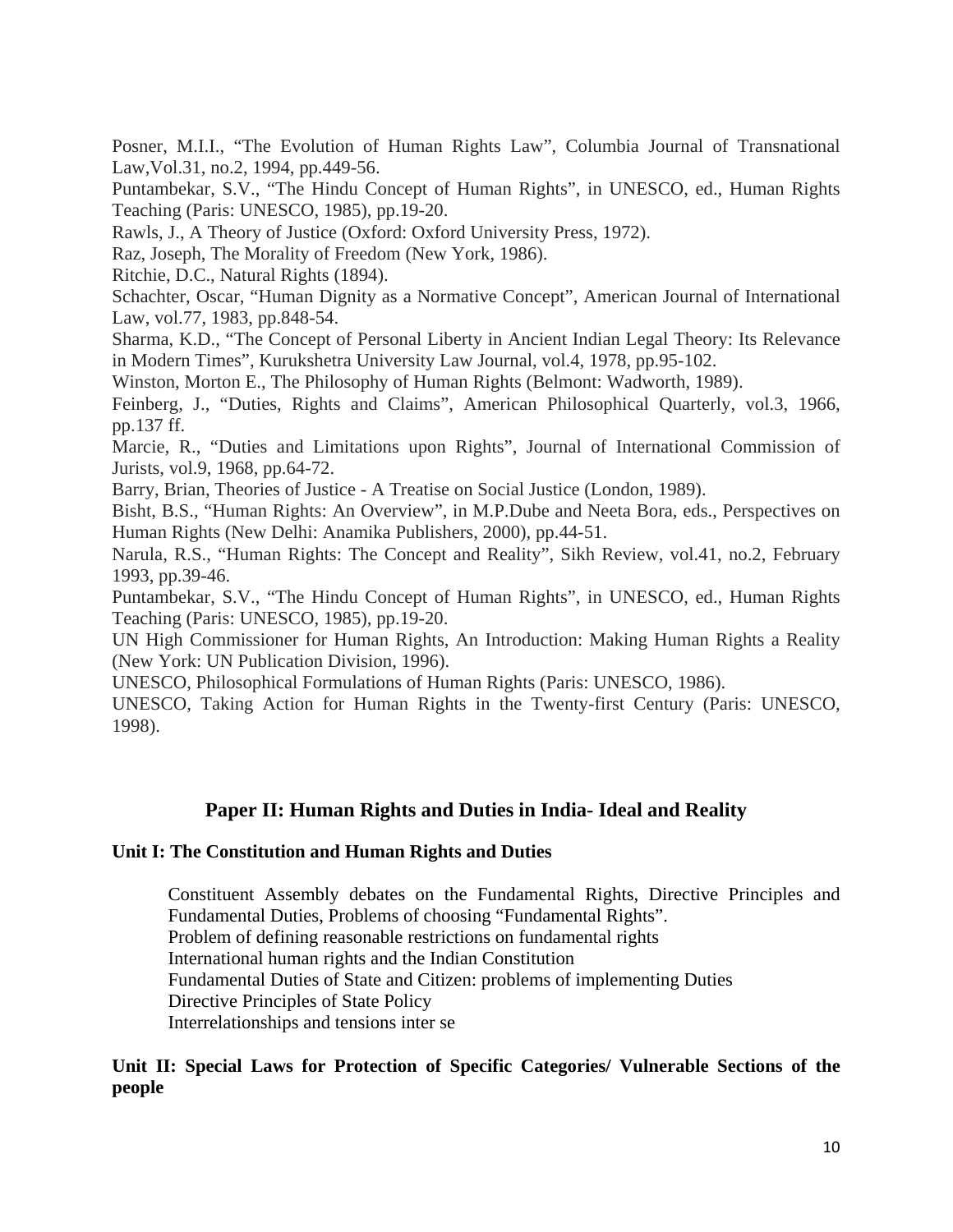Posner, M.I.I., "The Evolution of Human Rights Law", Columbia Journal of Transnational Law,Vol.31, no.2, 1994, pp.449-56.

Puntambekar, S.V., "The Hindu Concept of Human Rights", in UNESCO, ed., Human Rights Teaching (Paris: UNESCO, 1985), pp.19-20.

Rawls, J., A Theory of Justice (Oxford: Oxford University Press, 1972).

Raz, Joseph, The Morality of Freedom (New York, 1986).

Ritchie, D.C., Natural Rights (1894).

Schachter, Oscar, "Human Dignity as a Normative Concept", American Journal of International Law, vol.77, 1983, pp.848-54.

Sharma, K.D., "The Concept of Personal Liberty in Ancient Indian Legal Theory: Its Relevance in Modern Times", Kurukshetra University Law Journal, vol.4, 1978, pp.95-102.

Winston, Morton E., The Philosophy of Human Rights (Belmont: Wadworth, 1989).

Feinberg, J., "Duties, Rights and Claims", American Philosophical Quarterly, vol.3, 1966, pp.137 ff.

Marcie, R., "Duties and Limitations upon Rights", Journal of International Commission of Jurists, vol.9, 1968, pp.64-72.

Barry, Brian, Theories of Justice - A Treatise on Social Justice (London, 1989).

Bisht, B.S., "Human Rights: An Overview", in M.P.Dube and Neeta Bora, eds., Perspectives on Human Rights (New Delhi: Anamika Publishers, 2000), pp.44-51.

Narula, R.S., "Human Rights: The Concept and Reality", Sikh Review, vol.41, no.2, February 1993, pp.39-46.

Puntambekar, S.V., "The Hindu Concept of Human Rights", in UNESCO, ed., Human Rights Teaching (Paris: UNESCO, 1985), pp.19-20.

UN High Commissioner for Human Rights, An Introduction: Making Human Rights a Reality (New York: UN Publication Division, 1996).

UNESCO, Philosophical Formulations of Human Rights (Paris: UNESCO, 1986).

UNESCO, Taking Action for Human Rights in the Twenty-first Century (Paris: UNESCO, 1998).

## Paper II: Human Rights and Duties in India- Ideal and Reality

### Unit I: The Constitution and Human Rights and Duties

Constituent Assembly debates on the Fundamental Rights, Directive Principles and Fundamental Duties, Problems of choosing "Fundamental Rights".
Problem of defining reasonable restrictions on fundamental rights
International human rights and the Indian Constitution
Fundamental Duties of State and Citizen: problems of implementing Duties
Directive Principles of State Policy
Interrelationships and tensions inter se

### Unit II: Special Laws for Protection of Specific Categories/ Vulnerable Sections of the people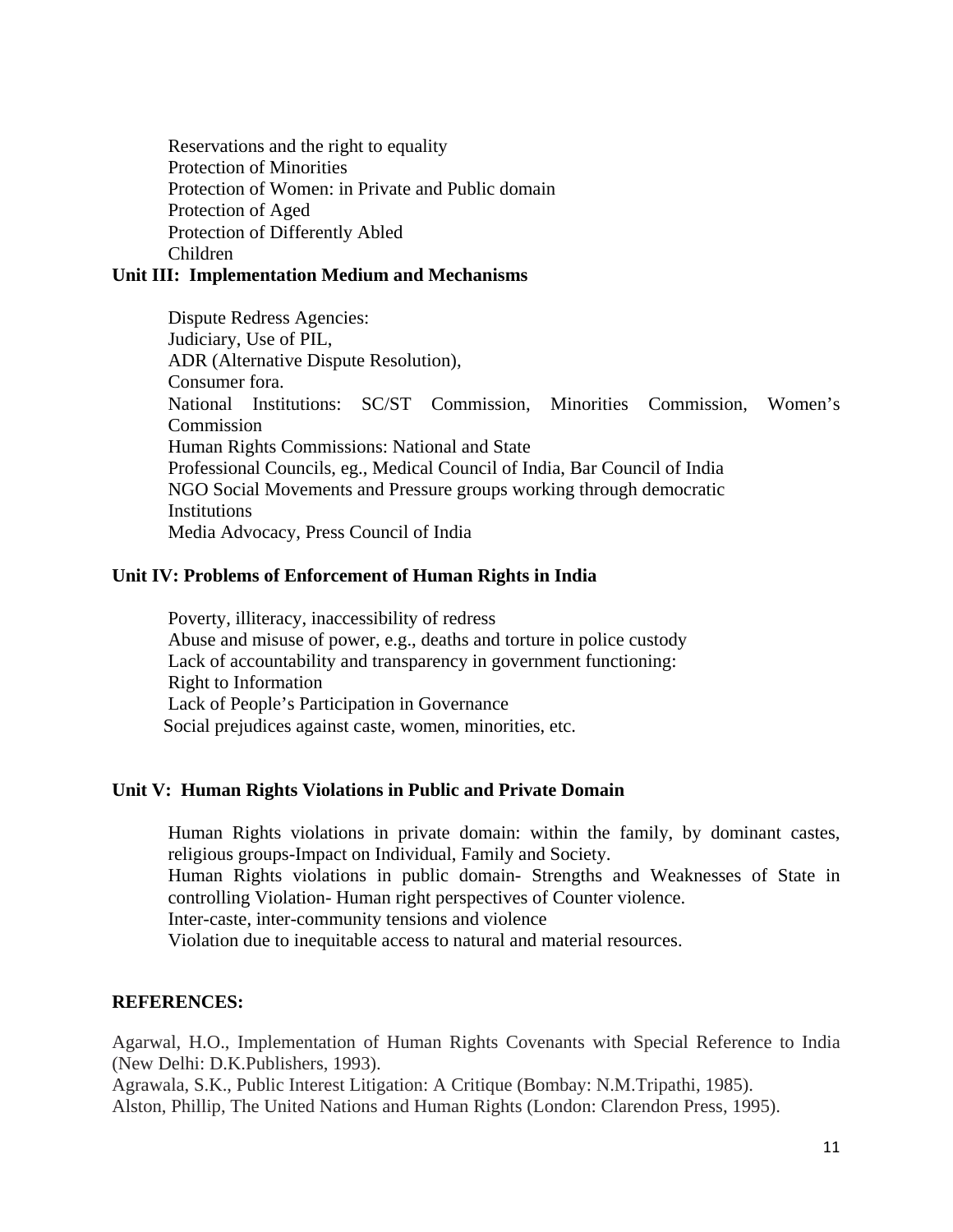Reservations and the right to equality
Protection of Minorities
Protection of Women: in Private and Public domain
Protection of Aged
Protection of Differently Abled
Children

**Unit III: Implementation Medium and Mechanisms**

Dispute Redress Agencies:
Judiciary, Use of PIL,
ADR (Alternative Dispute Resolution),
Consumer fora.
National Institutions: SC/ST Commission, Minorities Commission, Women's Commission
Human Rights Commissions: National and State
Professional Councils, eg., Medical Council of India, Bar Council of India
NGO Social Movements and Pressure groups working through democratic Institutions
Media Advocacy, Press Council of India

**Unit IV: Problems of Enforcement of Human Rights in India**

Poverty, illiteracy, inaccessibility of redress
Abuse and misuse of power, e.g., deaths and torture in police custody
Lack of accountability and transparency in government functioning:
Right to Information
Lack of People's Participation in Governance
Social prejudices against caste, women, minorities, etc.

**Unit V: Human Rights Violations in Public and Private Domain**

Human Rights violations in private domain: within the family, by dominant castes, religious groups-Impact on Individual, Family and Society.
Human Rights violations in public domain- Strengths and Weaknesses of State in controlling Violation- Human right perspectives of Counter violence.
Inter-caste, inter-community tensions and violence
Violation due to inequitable access to natural and material resources.

**REFERENCES:**

Agarwal, H.O., Implementation of Human Rights Covenants with Special Reference to India (New Delhi: D.K.Publishers, 1993).
Agrawala, S.K., Public Interest Litigation: A Critique (Bombay: N.M.Tripathi, 1985).
Alston, Phillip, The United Nations and Human Rights (London: Clarendon Press, 1995).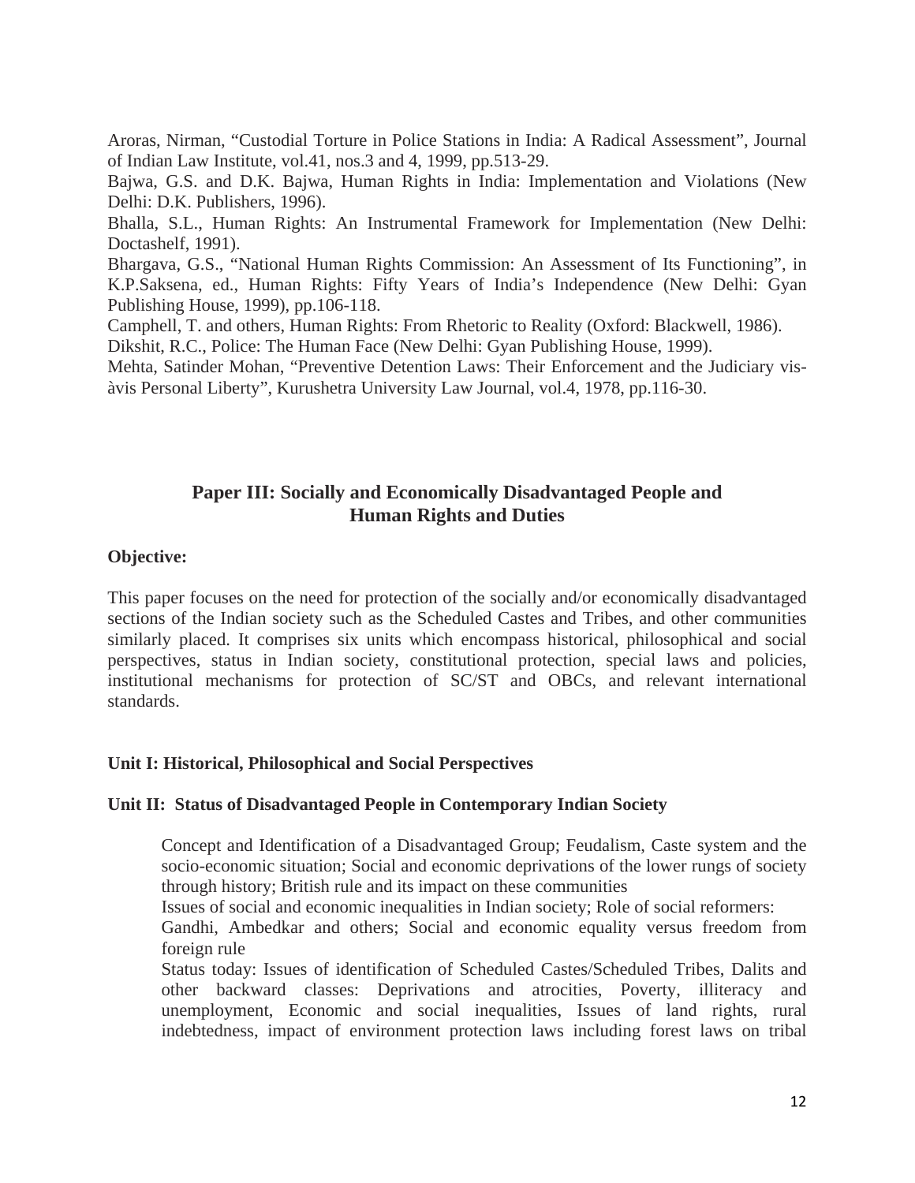Aroras, Nirman, "Custodial Torture in Police Stations in India: A Radical Assessment", Journal of Indian Law Institute, vol.41, nos.3 and 4, 1999, pp.513-29.

Bajwa, G.S. and D.K. Bajwa, Human Rights in India: Implementation and Violations (New Delhi: D.K. Publishers, 1996).

Bhalla, S.L., Human Rights: An Instrumental Framework for Implementation (New Delhi: Doctashelf, 1991).

Bhargava, G.S., "National Human Rights Commission: An Assessment of Its Functioning", in K.P.Saksena, ed., Human Rights: Fifty Years of India's Independence (New Delhi: Gyan Publishing House, 1999), pp.106-118.

Camphell, T. and others, Human Rights: From Rhetoric to Reality (Oxford: Blackwell, 1986).

Dikshit, R.C., Police: The Human Face (New Delhi: Gyan Publishing House, 1999).

Mehta, Satinder Mohan, "Preventive Detention Laws: Their Enforcement and the Judiciary vis-àvis Personal Liberty", Kurushetra University Law Journal, vol.4, 1978, pp.116-30.

## Paper III: Socially and Economically Disadvantaged People and Human Rights and Duties

**Objective:**

This paper focuses on the need for protection of the socially and/or economically disadvantaged sections of the Indian society such as the Scheduled Castes and Tribes, and other communities similarly placed. It comprises six units which encompass historical, philosophical and social perspectives, status in Indian society, constitutional protection, special laws and policies, institutional mechanisms for protection of SC/ST and OBCs, and relevant international standards.

**Unit I: Historical, Philosophical and Social Perspectives**

**Unit II: Status of Disadvantaged People in Contemporary Indian Society**

Concept and Identification of a Disadvantaged Group; Feudalism, Caste system and the socio-economic situation; Social and economic deprivations of the lower rungs of society through history; British rule and its impact on these communities

Issues of social and economic inequalities in Indian society; Role of social reformers:

Gandhi, Ambedkar and others; Social and economic equality versus freedom from foreign rule

Status today: Issues of identification of Scheduled Castes/Scheduled Tribes, Dalits and other backward classes: Deprivations and atrocities, Poverty, illiteracy and unemployment, Economic and social inequalities, Issues of land rights, rural indebtedness, impact of environment protection laws including forest laws on tribal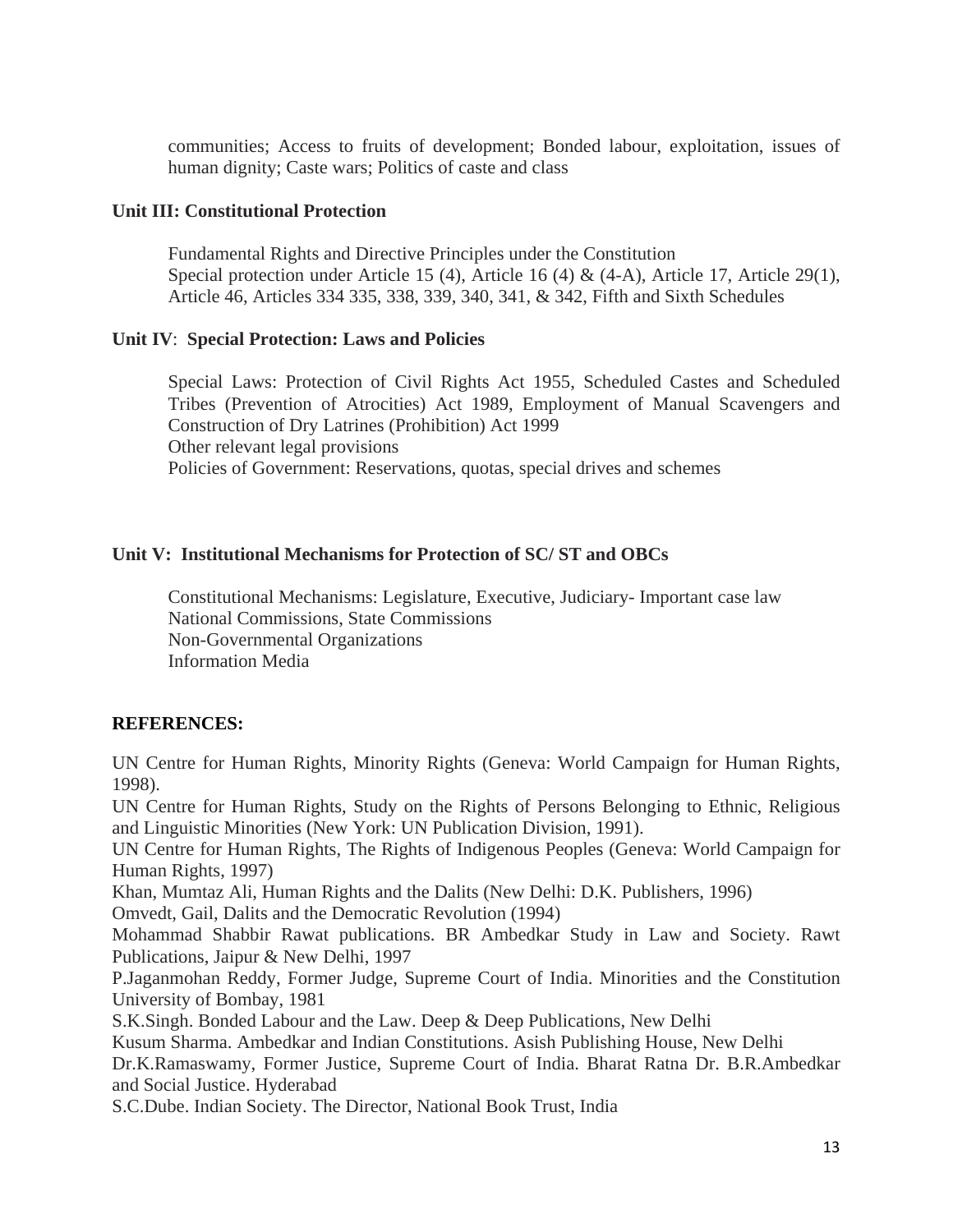communities; Access to fruits of development; Bonded labour, exploitation, issues of human dignity; Caste wars; Politics of caste and class

**Unit III: Constitutional Protection**

Fundamental Rights and Directive Principles under the Constitution
Special protection under Article 15 (4), Article 16 (4) & (4-A), Article 17, Article 29(1), Article 46, Articles 334 335, 338, 339, 340, 341, & 342, Fifth and Sixth Schedules

**Unit IV**: **Special Protection: Laws and Policies**

Special Laws: Protection of Civil Rights Act 1955, Scheduled Castes and Scheduled Tribes (Prevention of Atrocities) Act 1989, Employment of Manual Scavengers and Construction of Dry Latrines (Prohibition) Act 1999
Other relevant legal provisions
Policies of Government: Reservations, quotas, special drives and schemes

**Unit V: Institutional Mechanisms for Protection of SC/ ST and OBCs**

Constitutional Mechanisms: Legislature, Executive, Judiciary- Important case law
National Commissions, State Commissions
Non-Governmental Organizations
Information Media

**REFERENCES:**

UN Centre for Human Rights, Minority Rights (Geneva: World Campaign for Human Rights, 1998).
UN Centre for Human Rights, Study on the Rights of Persons Belonging to Ethnic, Religious and Linguistic Minorities (New York: UN Publication Division, 1991).
UN Centre for Human Rights, The Rights of Indigenous Peoples (Geneva: World Campaign for Human Rights, 1997)
Khan, Mumtaz Ali, Human Rights and the Dalits (New Delhi: D.K. Publishers, 1996)
Omvedt, Gail, Dalits and the Democratic Revolution (1994)
Mohammad Shabbir Rawat publications. BR Ambedkar Study in Law and Society. Rawt Publications, Jaipur & New Delhi, 1997
P.Jaganmohan Reddy, Former Judge, Supreme Court of India. Minorities and the Constitution University of Bombay, 1981
S.K.Singh. Bonded Labour and the Law. Deep & Deep Publications, New Delhi
Kusum Sharma. Ambedkar and Indian Constitutions. Asish Publishing House, New Delhi
Dr.K.Ramaswamy, Former Justice, Supreme Court of India. Bharat Ratna Dr. B.R.Ambedkar and Social Justice. Hyderabad
S.C.Dube. Indian Society. The Director, National Book Trust, India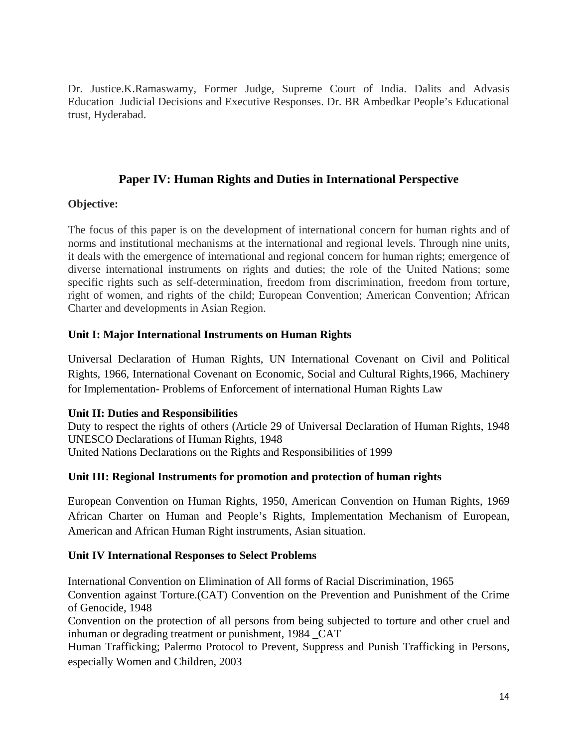Dr. Justice.K.Ramaswamy, Former Judge, Supreme Court of India. Dalits and Advasis Education Judicial Decisions and Executive Responses. Dr. BR Ambedkar People's Educational trust, Hyderabad.

## Paper IV: Human Rights and Duties in International Perspective

**Objective:**

The focus of this paper is on the development of international concern for human rights and of norms and institutional mechanisms at the international and regional levels. Through nine units, it deals with the emergence of international and regional concern for human rights; emergence of diverse international instruments on rights and duties; the role of the United Nations; some specific rights such as self-determination, freedom from discrimination, freedom from torture, right of women, and rights of the child; European Convention; American Convention; African Charter and developments in Asian Region.

**Unit I: Major International Instruments on Human Rights**

Universal Declaration of Human Rights, UN International Covenant on Civil and Political Rights, 1966, International Covenant on Economic, Social and Cultural Rights,1966, Machinery for Implementation- Problems of Enforcement of international Human Rights Law

**Unit II: Duties and Responsibilities**

Duty to respect the rights of others (Article 29 of Universal Declaration of Human Rights, 1948
UNESCO Declarations of Human Rights, 1948
United Nations Declarations on the Rights and Responsibilities of 1999

**Unit III: Regional Instruments for promotion and protection of human rights**

European Convention on Human Rights, 1950, American Convention on Human Rights, 1969 African Charter on Human and People's Rights, Implementation Mechanism of European, American and African Human Right instruments, Asian situation.

**Unit IV International Responses to Select Problems**

International Convention on Elimination of All forms of Racial Discrimination, 1965
Convention against Torture.(CAT) Convention on the Prevention and Punishment of the Crime of Genocide, 1948
Convention on the protection of all persons from being subjected to torture and other cruel and inhuman or degrading treatment or punishment, 1984 _CAT
Human Trafficking; Palermo Protocol to Prevent, Suppress and Punish Trafficking in Persons, especially Women and Children, 2003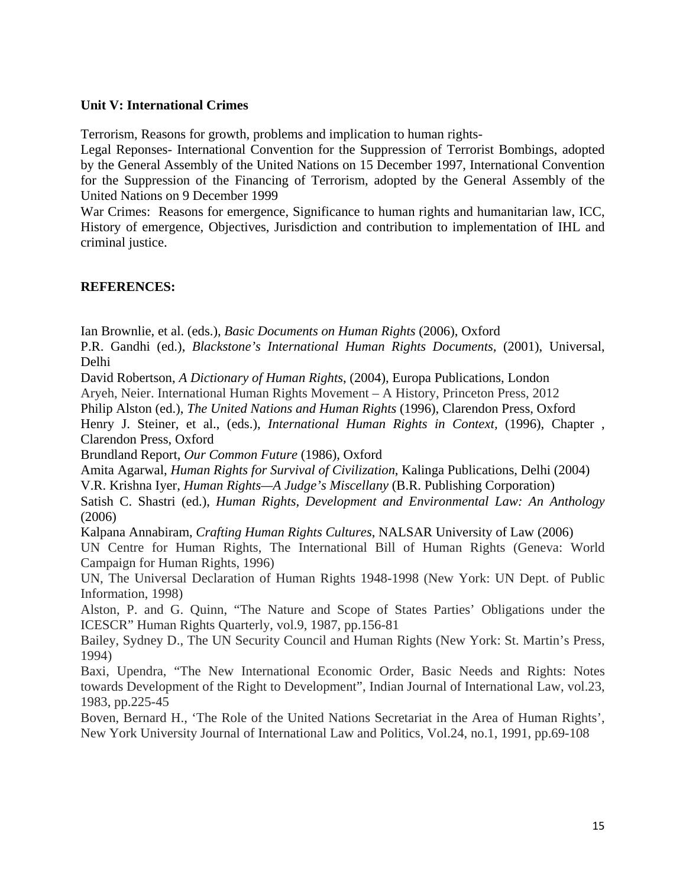**Unit V: International Crimes**

Terrorism, Reasons for growth, problems and implication to human rights-

Legal Reponses- International Convention for the Suppression of Terrorist Bombings, adopted by the General Assembly of the United Nations on 15 December 1997, International Convention for the Suppression of the Financing of Terrorism, adopted by the General Assembly of the United Nations on 9 December 1999

War Crimes: Reasons for emergence, Significance to human rights and humanitarian law, ICC, History of emergence, Objectives, Jurisdiction and contribution to implementation of IHL and criminal justice.

**REFERENCES:**

Ian Brownlie, et al. (eds.), *Basic Documents on Human Rights* (2006), Oxford

P.R. Gandhi (ed.), *Blackstone's International Human Rights Documents,* (2001), Universal, Delhi

David Robertson, *A Dictionary of Human Rights*, (2004), Europa Publications, London

Aryeh, Neier. International Human Rights Movement – A History, Princeton Press, 2012

Philip Alston (ed.), *The United Nations and Human Rights* (1996), Clarendon Press, Oxford

Henry J. Steiner, et al., (eds.), *International Human Rights in Context,* (1996), Chapter , Clarendon Press, Oxford

Brundland Report, *Our Common Future* (1986), Oxford

Amita Agarwal, *Human Rights for Survival of Civilization*, Kalinga Publications, Delhi (2004)

V.R. Krishna Iyer, *Human Rights—A Judge's Miscellany* (B.R. Publishing Corporation)

Satish C. Shastri (ed.), *Human Rights, Development and Environmental Law: An Anthology* (2006)

Kalpana Annabiram, *Crafting Human Rights Cultures*, NALSAR University of Law (2006)

UN Centre for Human Rights, The International Bill of Human Rights (Geneva: World Campaign for Human Rights, 1996)

UN, The Universal Declaration of Human Rights 1948-1998 (New York: UN Dept. of Public Information, 1998)

Alston, P. and G. Quinn, "The Nature and Scope of States Parties' Obligations under the ICESCR" Human Rights Quarterly, vol.9, 1987, pp.156-81

Bailey, Sydney D., The UN Security Council and Human Rights (New York: St. Martin's Press, 1994)

Baxi, Upendra, "The New International Economic Order, Basic Needs and Rights: Notes towards Development of the Right to Development", Indian Journal of International Law, vol.23, 1983, pp.225-45

Boven, Bernard H., 'The Role of the United Nations Secretariat in the Area of Human Rights', New York University Journal of International Law and Politics, Vol.24, no.1, 1991, pp.69-108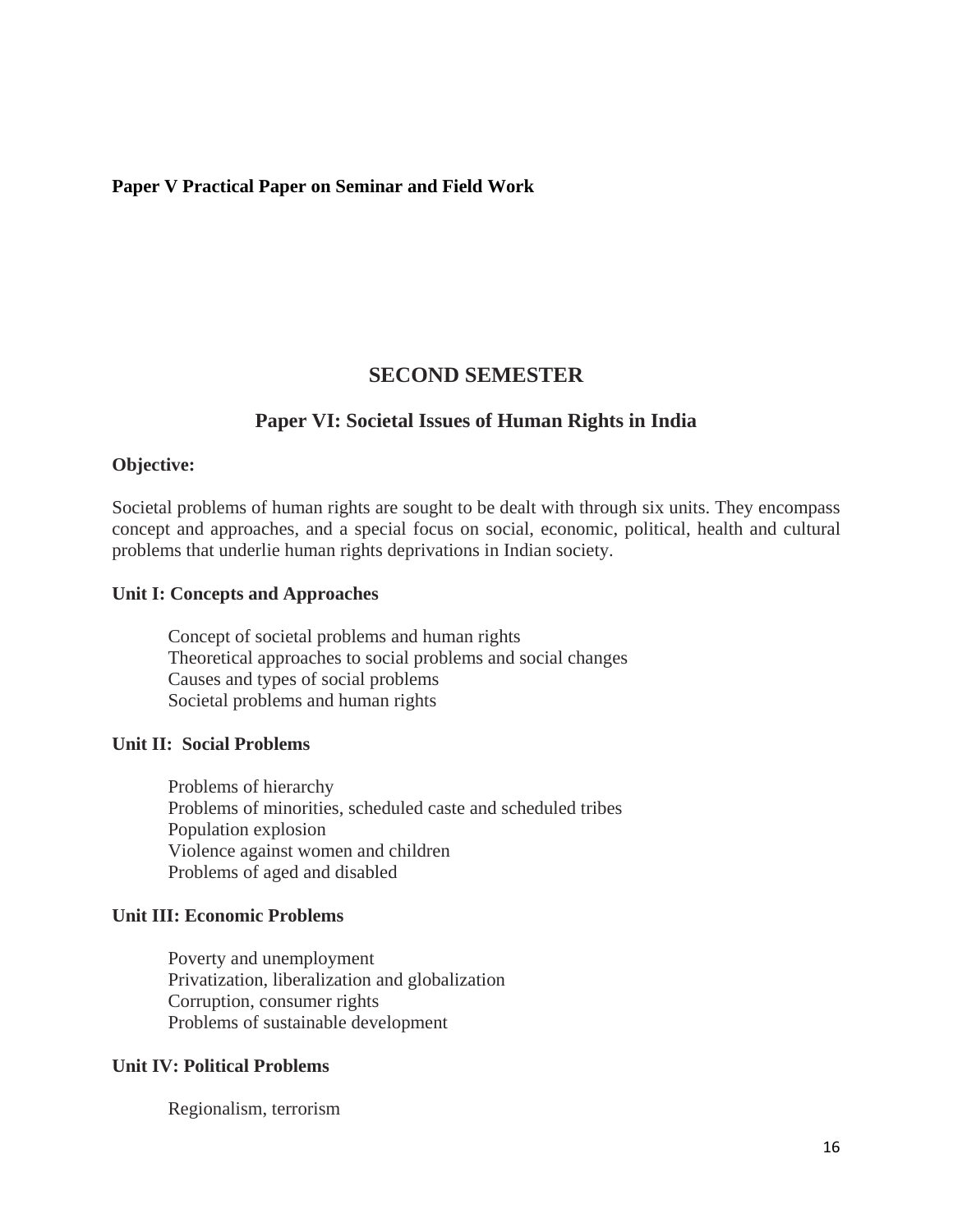**Paper V Practical Paper on Seminar and Field Work**

## SECOND SEMESTER

### Paper VI: Societal Issues of Human Rights in India

**Objective:**

Societal problems of human rights are sought to be dealt with through six units. They encompass concept and approaches, and a special focus on social, economic, political, health and cultural problems that underlie human rights deprivations in Indian society.

**Unit I: Concepts and Approaches**

- Concept of societal problems and human rights
- Theoretical approaches to social problems and social changes
- Causes and types of social problems
- Societal problems and human rights

**Unit II: Social Problems**

- Problems of hierarchy
- Problems of minorities, scheduled caste and scheduled tribes
- Population explosion
- Violence against women and children
- Problems of aged and disabled

**Unit III: Economic Problems**

- Poverty and unemployment
- Privatization, liberalization and globalization
- Corruption, consumer rights
- Problems of sustainable development

**Unit IV: Political Problems**

- Regionalism, terrorism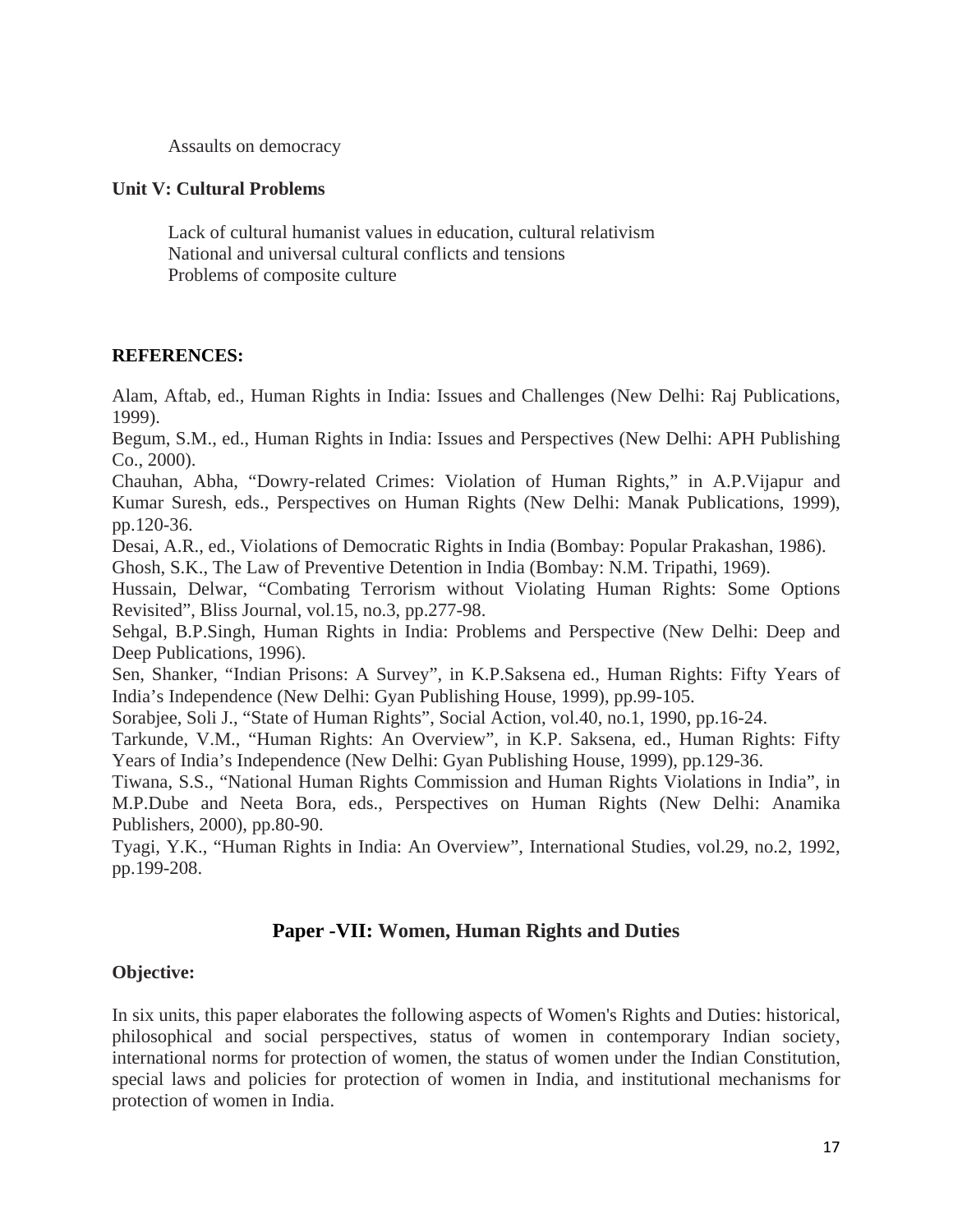Assaults on democracy

**Unit V: Cultural Problems**

Lack of cultural humanist values in education, cultural relativism
National and universal cultural conflicts and tensions
Problems of composite culture

**REFERENCES:**

Alam, Aftab, ed., Human Rights in India: Issues and Challenges (New Delhi: Raj Publications, 1999).
Begum, S.M., ed., Human Rights in India: Issues and Perspectives (New Delhi: APH Publishing Co., 2000).
Chauhan, Abha, "Dowry-related Crimes: Violation of Human Rights," in A.P.Vijapur and Kumar Suresh, eds., Perspectives on Human Rights (New Delhi: Manak Publications, 1999), pp.120-36.
Desai, A.R., ed., Violations of Democratic Rights in India (Bombay: Popular Prakashan, 1986).
Ghosh, S.K., The Law of Preventive Detention in India (Bombay: N.M. Tripathi, 1969).
Hussain, Delwar, "Combating Terrorism without Violating Human Rights: Some Options Revisited", Bliss Journal, vol.15, no.3, pp.277-98.
Sehgal, B.P.Singh, Human Rights in India: Problems and Perspective (New Delhi: Deep and Deep Publications, 1996).
Sen, Shanker, "Indian Prisons: A Survey", in K.P.Saksena ed., Human Rights: Fifty Years of India's Independence (New Delhi: Gyan Publishing House, 1999), pp.99-105.
Sorabjee, Soli J., "State of Human Rights", Social Action, vol.40, no.1, 1990, pp.16-24.
Tarkunde, V.M., "Human Rights: An Overview", in K.P. Saksena, ed., Human Rights: Fifty Years of India's Independence (New Delhi: Gyan Publishing House, 1999), pp.129-36.
Tiwana, S.S., "National Human Rights Commission and Human Rights Violations in India", in M.P.Dube and Neeta Bora, eds., Perspectives on Human Rights (New Delhi: Anamika Publishers, 2000), pp.80-90.
Tyagi, Y.K., "Human Rights in India: An Overview", International Studies, vol.29, no.2, 1992, pp.199-208.

## Paper -VII: Women, Human Rights and Duties

**Objective:**

In six units, this paper elaborates the following aspects of Women's Rights and Duties: historical, philosophical and social perspectives, status of women in contemporary Indian society, international norms for protection of women, the status of women under the Indian Constitution, special laws and policies for protection of women in India, and institutional mechanisms for protection of women in India.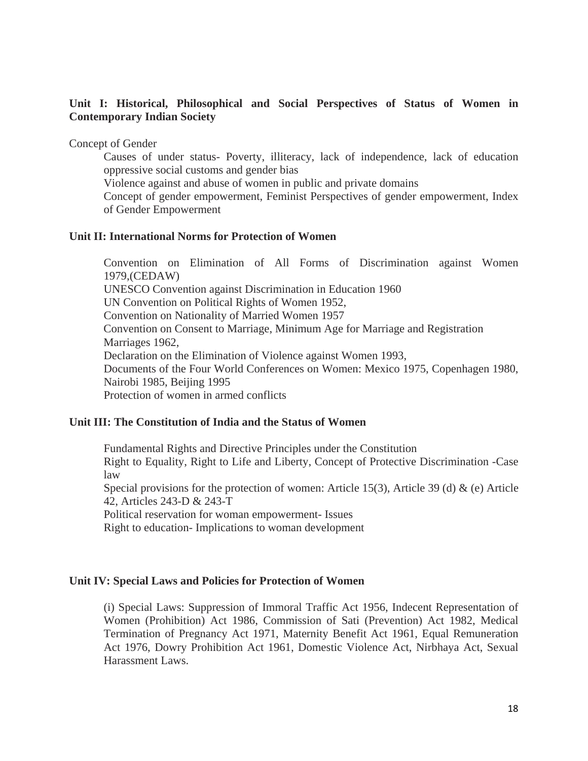**Unit I: Historical, Philosophical and Social Perspectives of Status of Women in Contemporary Indian Society**

Concept of Gender

Causes of under status- Poverty, illiteracy, lack of independence, lack of education oppressive social customs and gender bias

Violence against and abuse of women in public and private domains

Concept of gender empowerment, Feminist Perspectives of gender empowerment, Index of Gender Empowerment

**Unit II: International Norms for Protection of Women**

Convention on Elimination of All Forms of Discrimination against Women 1979,(CEDAW)

UNESCO Convention against Discrimination in Education 1960

UN Convention on Political Rights of Women 1952,

Convention on Nationality of Married Women 1957

Convention on Consent to Marriage, Minimum Age for Marriage and Registration Marriages 1962,

Declaration on the Elimination of Violence against Women 1993,

Documents of the Four World Conferences on Women: Mexico 1975, Copenhagen 1980, Nairobi 1985, Beijing 1995

Protection of women in armed conflicts

**Unit III: The Constitution of India and the Status of Women**

Fundamental Rights and Directive Principles under the Constitution

Right to Equality, Right to Life and Liberty, Concept of Protective Discrimination -Case law

Special provisions for the protection of women: Article 15(3), Article 39 (d) & (e) Article 42, Articles 243-D & 243-T

Political reservation for woman empowerment- Issues

Right to education- Implications to woman development

**Unit IV: Special Laws and Policies for Protection of Women**

(i) Special Laws: Suppression of Immoral Traffic Act 1956, Indecent Representation of Women (Prohibition) Act 1986, Commission of Sati (Prevention) Act 1982, Medical Termination of Pregnancy Act 1971, Maternity Benefit Act 1961, Equal Remuneration Act 1976, Dowry Prohibition Act 1961, Domestic Violence Act, Nirbhaya Act, Sexual Harassment Laws.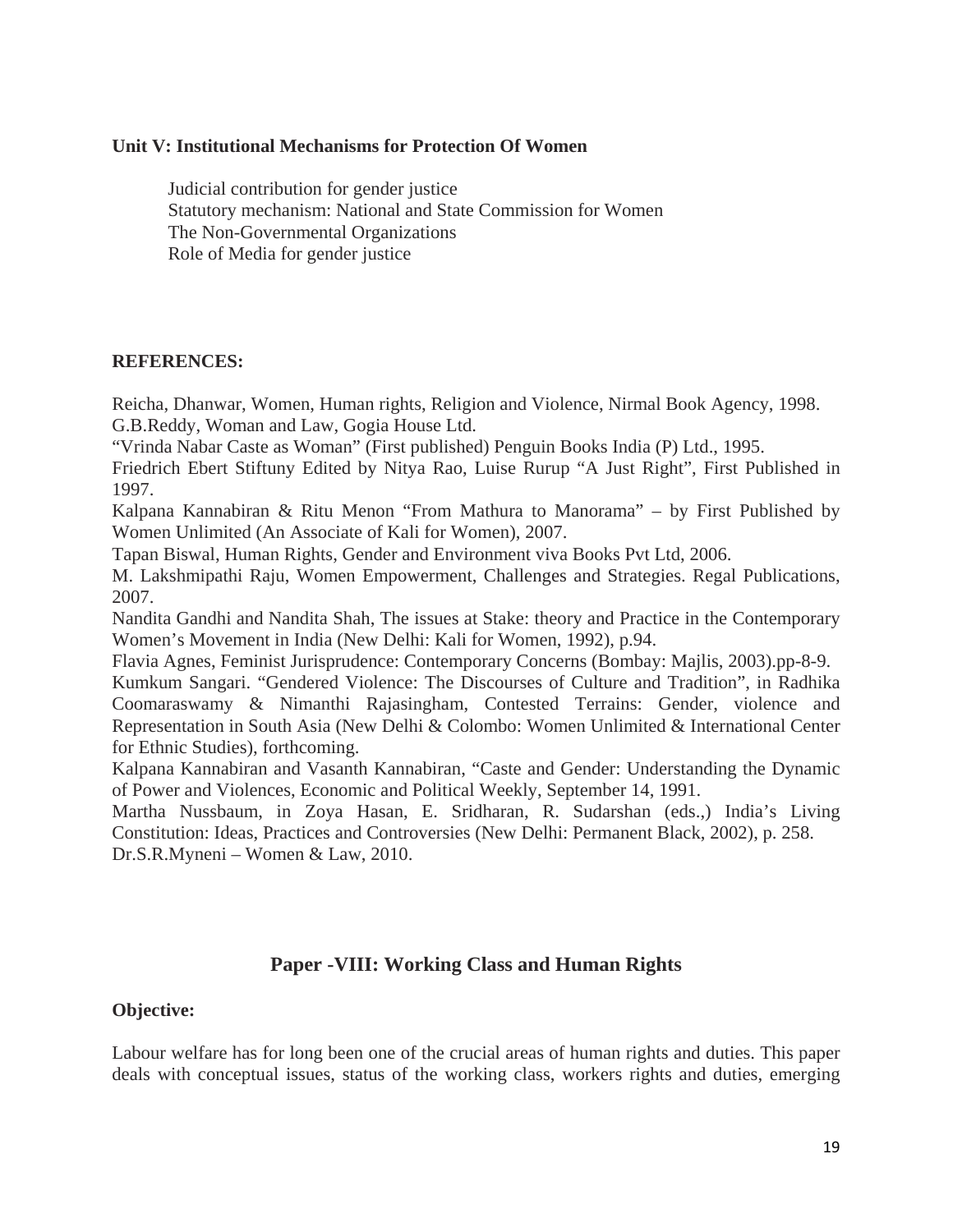**Unit V: Institutional Mechanisms for Protection Of Women**

Judicial contribution for gender justice
Statutory mechanism: National and State Commission for Women
The Non-Governmental Organizations
Role of Media for gender justice

**REFERENCES:**

Reicha, Dhanwar, Women, Human rights, Religion and Violence, Nirmal Book Agency, 1998.
G.B.Reddy, Woman and Law, Gogia House Ltd.
"Vrinda Nabar Caste as Woman" (First published) Penguin Books India (P) Ltd., 1995.
Friedrich Ebert Stiftuny Edited by Nitya Rao, Luise Rurup "A Just Right", First Published in 1997.
Kalpana Kannabiran & Ritu Menon "From Mathura to Manorama" – by First Published by Women Unlimited (An Associate of Kali for Women), 2007.
Tapan Biswal, Human Rights, Gender and Environment viva Books Pvt Ltd, 2006.
M. Lakshmipathi Raju, Women Empowerment, Challenges and Strategies. Regal Publications, 2007.
Nandita Gandhi and Nandita Shah, The issues at Stake: theory and Practice in the Contemporary Women's Movement in India (New Delhi: Kali for Women, 1992), p.94.
Flavia Agnes, Feminist Jurisprudence: Contemporary Concerns (Bombay: Majlis, 2003).pp-8-9.
Kumkum Sangari. "Gendered Violence: The Discourses of Culture and Tradition", in Radhika Coomaraswamy & Nimanthi Rajasingham, Contested Terrains: Gender, violence and Representation in South Asia (New Delhi & Colombo: Women Unlimited & International Center for Ethnic Studies), forthcoming.
Kalpana Kannabiran and Vasanth Kannabiran, "Caste and Gender: Understanding the Dynamic of Power and Violences, Economic and Political Weekly, September 14, 1991.
Martha Nussbaum, in Zoya Hasan, E. Sridharan, R. Sudarshan (eds.,) India's Living Constitution: Ideas, Practices and Controversies (New Delhi: Permanent Black, 2002), p. 258.
Dr.S.R.Myneni – Women & Law, 2010.

## Paper -VIII: Working Class and Human Rights

**Objective:**

Labour welfare has for long been one of the crucial areas of human rights and duties. This paper deals with conceptual issues, status of the working class, workers rights and duties, emerging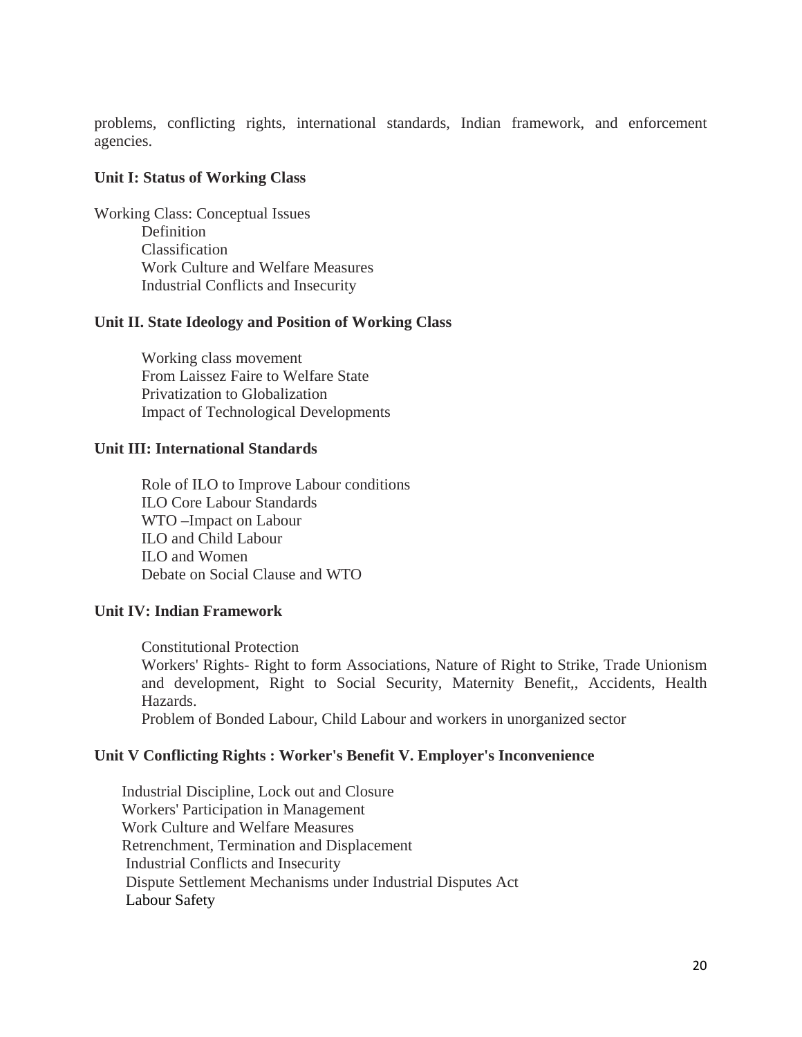problems, conflicting rights, international standards, Indian framework, and enforcement agencies.

**Unit I: Status of Working Class**

Working Class: Conceptual Issues

- Definition
- Classification
- Work Culture and Welfare Measures
- Industrial Conflicts and Insecurity

**Unit II. State Ideology and Position of Working Class**

- Working class movement
- From Laissez Faire to Welfare State
- Privatization to Globalization
- Impact of Technological Developments

**Unit III: International Standards**

- Role of ILO to Improve Labour conditions
- ILO Core Labour Standards
- WTO –Impact on Labour
- ILO and Child Labour
- ILO and Women
- Debate on Social Clause and WTO

**Unit IV: Indian Framework**

- Constitutional Protection
- Workers' Rights- Right to form Associations, Nature of Right to Strike, Trade Unionism and development, Right to Social Security, Maternity Benefit,, Accidents, Health Hazards.
- Problem of Bonded Labour, Child Labour and workers in unorganized sector

**Unit V Conflicting Rights : Worker's Benefit V. Employer's Inconvenience**

- Industrial Discipline, Lock out and Closure
- Workers' Participation in Management
- Work Culture and Welfare Measures
- Retrenchment, Termination and Displacement
- Industrial Conflicts and Insecurity
- Dispute Settlement Mechanisms under Industrial Disputes Act
- Labour Safety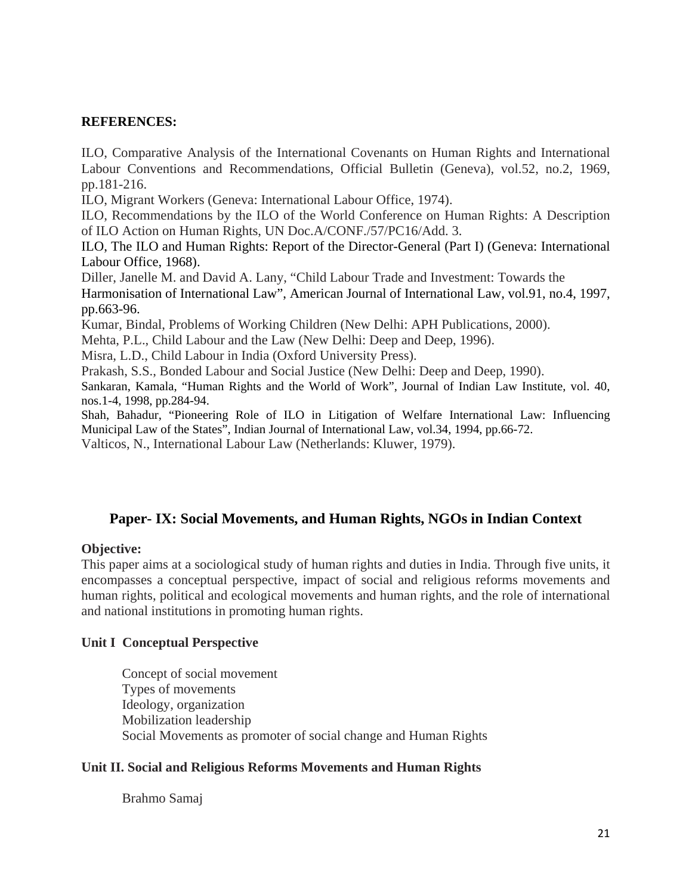**REFERENCES:**

ILO, Comparative Analysis of the International Covenants on Human Rights and International Labour Conventions and Recommendations, Official Bulletin (Geneva), vol.52, no.2, 1969, pp.181-216.

ILO, Migrant Workers (Geneva: International Labour Office, 1974).

ILO, Recommendations by the ILO of the World Conference on Human Rights: A Description of ILO Action on Human Rights, UN Doc.A/CONF./57/PC16/Add. 3.

ILO, The ILO and Human Rights: Report of the Director-General (Part I) (Geneva: International Labour Office, 1968).

Diller, Janelle M. and David A. Lany, "Child Labour Trade and Investment: Towards the Harmonisation of International Law", American Journal of International Law, vol.91, no.4, 1997, pp.663-96.

Kumar, Bindal, Problems of Working Children (New Delhi: APH Publications, 2000).

Mehta, P.L., Child Labour and the Law (New Delhi: Deep and Deep, 1996).

Misra, L.D., Child Labour in India (Oxford University Press).

Prakash, S.S., Bonded Labour and Social Justice (New Delhi: Deep and Deep, 1990).

Sankaran, Kamala, "Human Rights and the World of Work", Journal of Indian Law Institute, vol. 40, nos.1-4, 1998, pp.284-94.

Shah, Bahadur, "Pioneering Role of ILO in Litigation of Welfare International Law: Influencing Municipal Law of the States", Indian Journal of International Law, vol.34, 1994, pp.66-72.

Valticos, N., International Labour Law (Netherlands: Kluwer, 1979).

## Paper- IX: Social Movements, and Human Rights, NGOs in Indian Context

**Objective:**

This paper aims at a sociological study of human rights and duties in India. Through five units, it encompasses a conceptual perspective, impact of social and religious reforms movements and human rights, political and ecological movements and human rights, and the role of international and national institutions in promoting human rights.

**Unit I Conceptual Perspective**

Concept of social movement
Types of movements
Ideology, organization
Mobilization leadership
Social Movements as promoter of social change and Human Rights

**Unit II. Social and Religious Reforms Movements and Human Rights**

Brahmo Samaj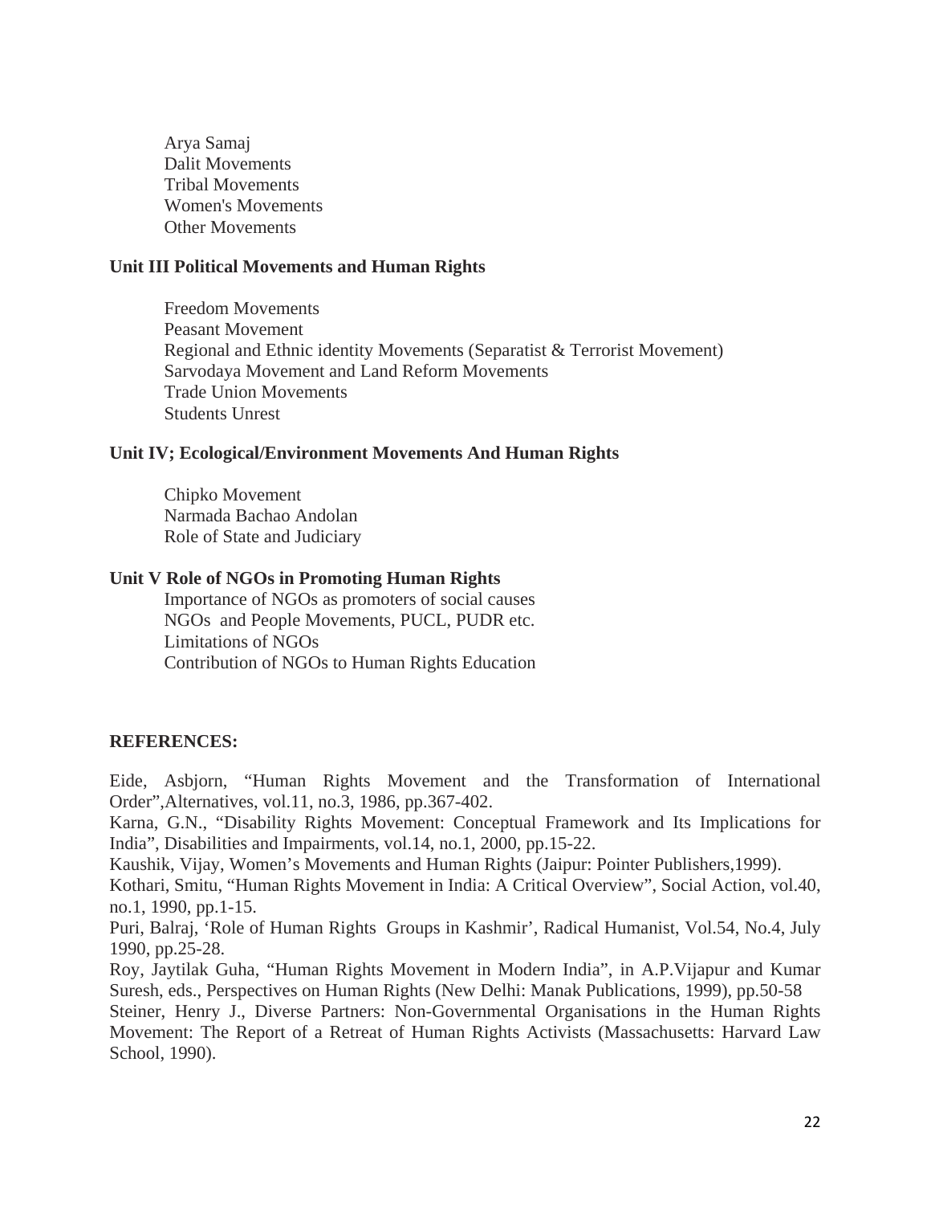Arya Samaj
Dalit Movements
Tribal Movements
Women's Movements
Other Movements

**Unit III Political Movements and Human Rights**

Freedom Movements
Peasant Movement
Regional and Ethnic identity Movements (Separatist & Terrorist Movement)
Sarvodaya Movement and Land Reform Movements
Trade Union Movements
Students Unrest

**Unit IV; Ecological/Environment Movements And Human Rights**

Chipko Movement
Narmada Bachao Andolan
Role of State and Judiciary

**Unit V Role of NGOs in Promoting Human Rights**

Importance of NGOs as promoters of social causes
NGOs and People Movements, PUCL, PUDR etc.
Limitations of NGOs
Contribution of NGOs to Human Rights Education

**REFERENCES:**

Eide, Asbjorn, "Human Rights Movement and the Transformation of International Order",Alternatives, vol.11, no.3, 1986, pp.367-402.

Karna, G.N., "Disability Rights Movement: Conceptual Framework and Its Implications for India", Disabilities and Impairments, vol.14, no.1, 2000, pp.15-22.

Kaushik, Vijay, Women's Movements and Human Rights (Jaipur: Pointer Publishers,1999).

Kothari, Smitu, "Human Rights Movement in India: A Critical Overview", Social Action, vol.40, no.1, 1990, pp.1-15.

Puri, Balraj, 'Role of Human Rights Groups in Kashmir', Radical Humanist, Vol.54, No.4, July 1990, pp.25-28.

Roy, Jaytilak Guha, "Human Rights Movement in Modern India", in A.P.Vijapur and Kumar Suresh, eds., Perspectives on Human Rights (New Delhi: Manak Publications, 1999), pp.50-58

Steiner, Henry J., Diverse Partners: Non-Governmental Organisations in the Human Rights Movement: The Report of a Retreat of Human Rights Activists (Massachusetts: Harvard Law School, 1990).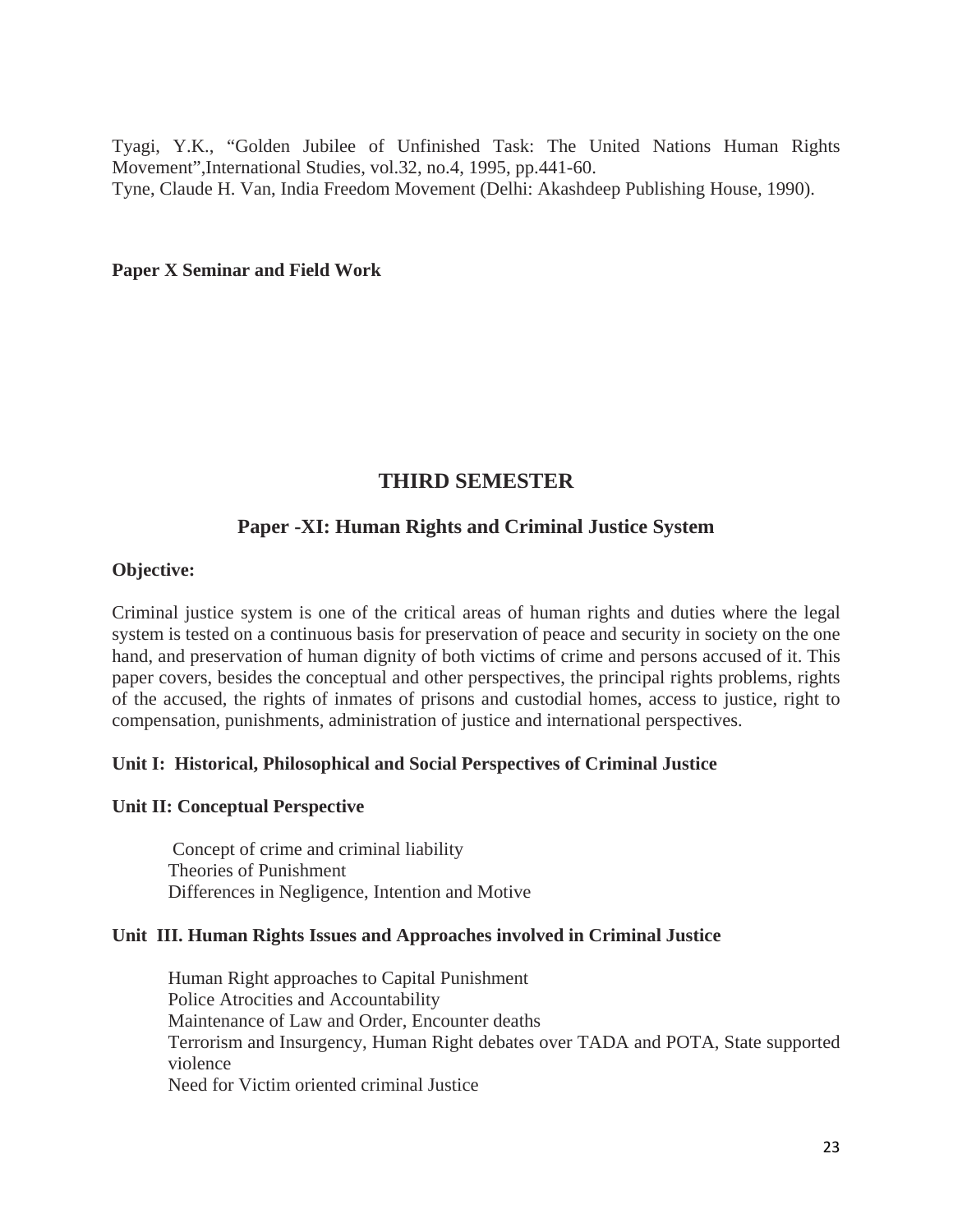Tyagi, Y.K., "Golden Jubilee of Unfinished Task: The United Nations Human Rights Movement",International Studies, vol.32, no.4, 1995, pp.441-60.
Tyne, Claude H. Van, India Freedom Movement (Delhi: Akashdeep Publishing House, 1990).

**Paper X Seminar and Field Work**

## THIRD SEMESTER

### Paper -XI: Human Rights and Criminal Justice System

**Objective:**

Criminal justice system is one of the critical areas of human rights and duties where the legal system is tested on a continuous basis for preservation of peace and security in society on the one hand, and preservation of human dignity of both victims of crime and persons accused of it. This paper covers, besides the conceptual and other perspectives, the principal rights problems, rights of the accused, the rights of inmates of prisons and custodial homes, access to justice, right to compensation, punishments, administration of justice and international perspectives.

**Unit I: Historical, Philosophical and Social Perspectives of Criminal Justice**

**Unit II: Conceptual Perspective**

Concept of crime and criminal liability
Theories of Punishment
Differences in Negligence, Intention and Motive

**Unit III. Human Rights Issues and Approaches involved in Criminal Justice**

Human Right approaches to Capital Punishment
Police Atrocities and Accountability
Maintenance of Law and Order, Encounter deaths
Terrorism and Insurgency, Human Right debates over TADA and POTA, State supported violence
Need for Victim oriented criminal Justice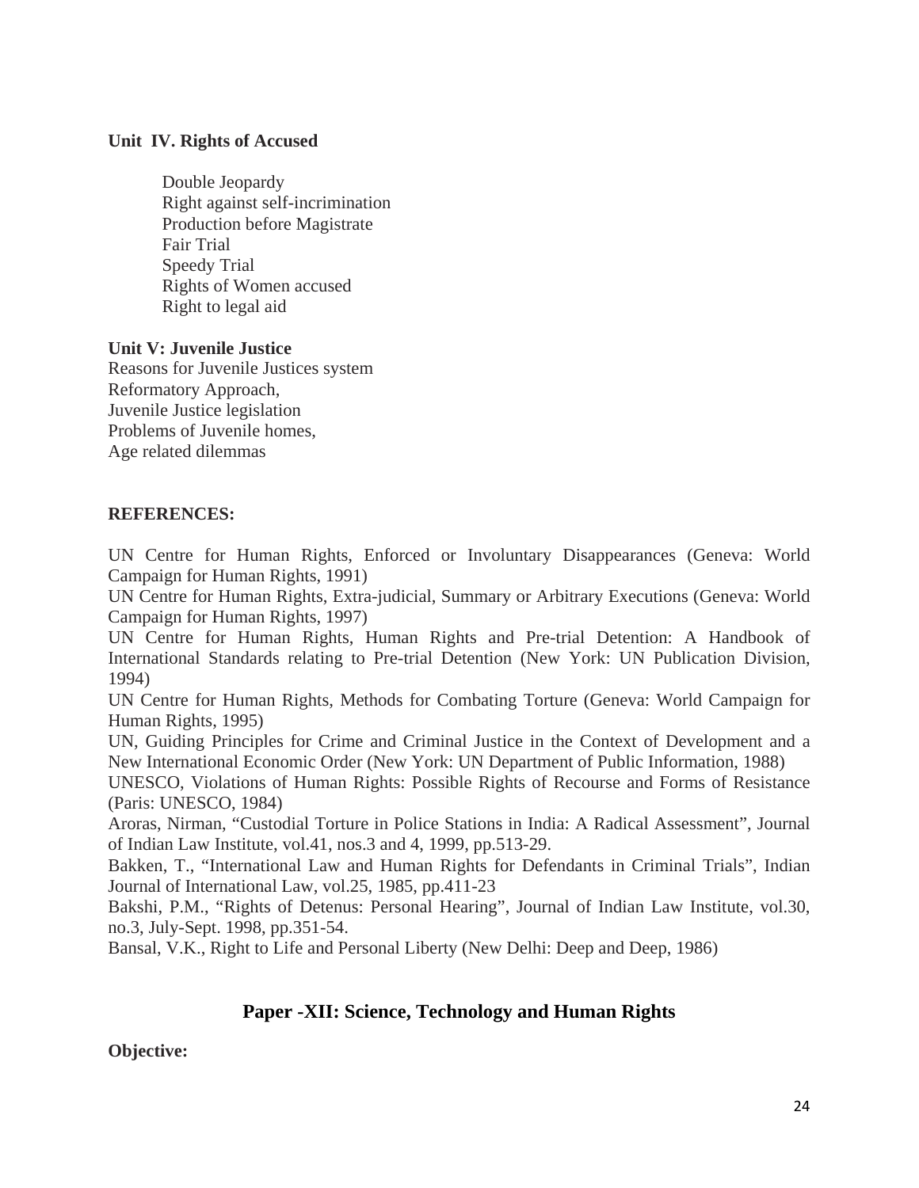**Unit IV. Rights of Accused**

Double Jeopardy
Right against self-incrimination
Production before Magistrate
Fair Trial
Speedy Trial
Rights of Women accused
Right to legal aid

**Unit V: Juvenile Justice**

Reasons for Juvenile Justices system
Reformatory Approach,
Juvenile Justice legislation
Problems of Juvenile homes,
Age related dilemmas

**REFERENCES:**

UN Centre for Human Rights, Enforced or Involuntary Disappearances (Geneva: World Campaign for Human Rights, 1991)
UN Centre for Human Rights, Extra-judicial, Summary or Arbitrary Executions (Geneva: World Campaign for Human Rights, 1997)
UN Centre for Human Rights, Human Rights and Pre-trial Detention: A Handbook of International Standards relating to Pre-trial Detention (New York: UN Publication Division, 1994)
UN Centre for Human Rights, Methods for Combating Torture (Geneva: World Campaign for Human Rights, 1995)
UN, Guiding Principles for Crime and Criminal Justice in the Context of Development and a New International Economic Order (New York: UN Department of Public Information, 1988)
UNESCO, Violations of Human Rights: Possible Rights of Recourse and Forms of Resistance (Paris: UNESCO, 1984)
Aroras, Nirman, "Custodial Torture in Police Stations in India: A Radical Assessment", Journal of Indian Law Institute, vol.41, nos.3 and 4, 1999, pp.513-29.
Bakken, T., "International Law and Human Rights for Defendants in Criminal Trials", Indian Journal of International Law, vol.25, 1985, pp.411-23
Bakshi, P.M., "Rights of Detenus: Personal Hearing", Journal of Indian Law Institute, vol.30, no.3, July-Sept. 1998, pp.351-54.
Bansal, V.K., Right to Life and Personal Liberty (New Delhi: Deep and Deep, 1986)

## Paper -XII: Science, Technology and Human Rights

**Objective:**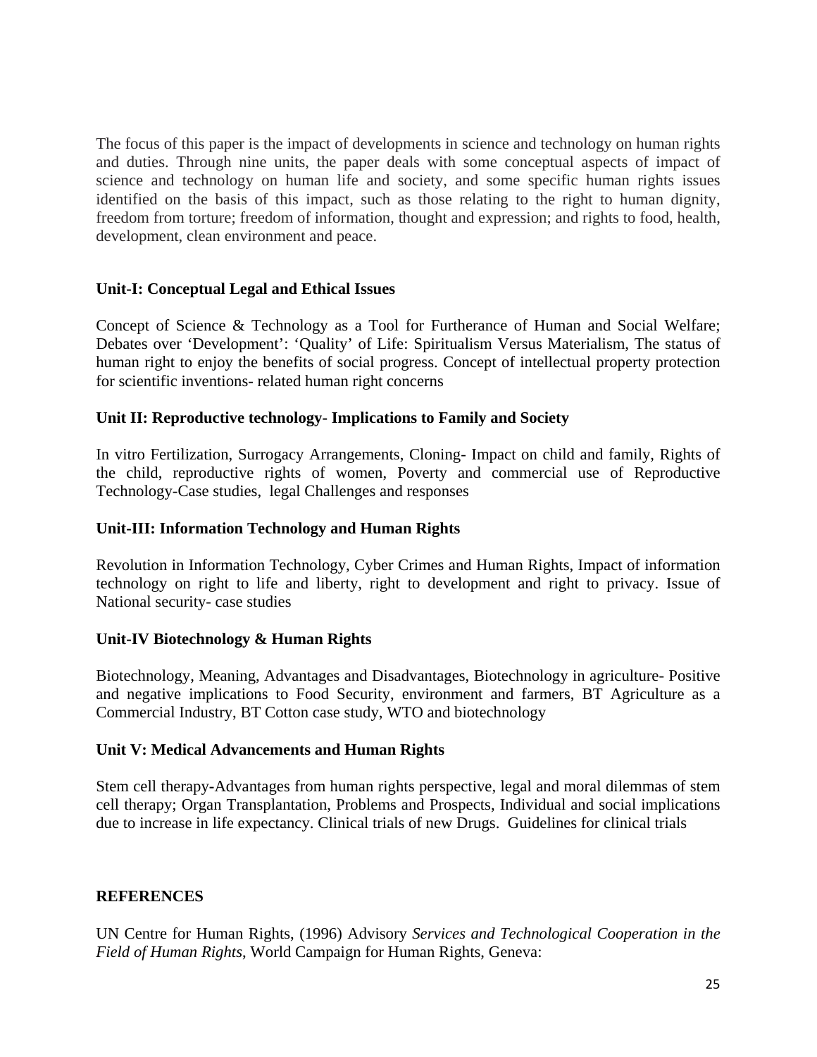The focus of this paper is the impact of developments in science and technology on human rights and duties. Through nine units, the paper deals with some conceptual aspects of impact of science and technology on human life and society, and some specific human rights issues identified on the basis of this impact, such as those relating to the right to human dignity, freedom from torture; freedom of information, thought and expression; and rights to food, health, development, clean environment and peace.

### Unit-I: Conceptual Legal and Ethical Issues

Concept of Science & Technology as a Tool for Furtherance of Human and Social Welfare; Debates over 'Development': 'Quality' of Life: Spiritualism Versus Materialism, The status of human right to enjoy the benefits of social progress. Concept of intellectual property protection for scientific inventions- related human right concerns

### Unit II: Reproductive technology- Implications to Family and Society

In vitro Fertilization, Surrogacy Arrangements, Cloning- Impact on child and family, Rights of the child, reproductive rights of women, Poverty and commercial use of Reproductive Technology-Case studies, legal Challenges and responses

### Unit-III: Information Technology and Human Rights

Revolution in Information Technology, Cyber Crimes and Human Rights, Impact of information technology on right to life and liberty, right to development and right to privacy. Issue of National security- case studies

### Unit-IV Biotechnology & Human Rights

Biotechnology, Meaning, Advantages and Disadvantages, Biotechnology in agriculture- Positive and negative implications to Food Security, environment and farmers, BT Agriculture as a Commercial Industry, BT Cotton case study, WTO and biotechnology

### Unit V: Medical Advancements and Human Rights

Stem cell therapy-Advantages from human rights perspective, legal and moral dilemmas of stem cell therapy; Organ Transplantation, Problems and Prospects, Individual and social implications due to increase in life expectancy. Clinical trials of new Drugs. Guidelines for clinical trials

### REFERENCES

UN Centre for Human Rights, (1996) Advisory *Services and Technological Cooperation in the Field of Human Rights*, World Campaign for Human Rights, Geneva: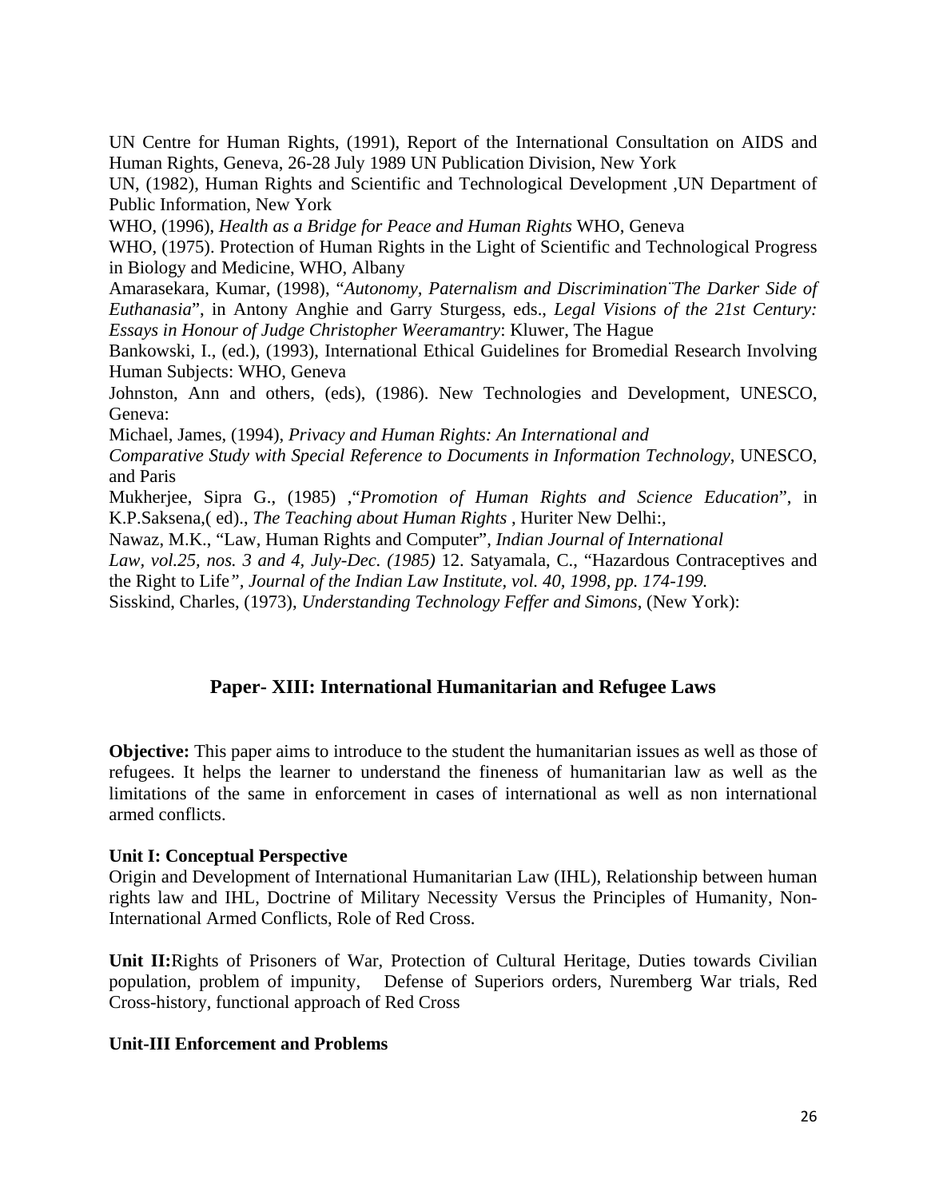UN Centre for Human Rights, (1991), Report of the International Consultation on AIDS and Human Rights, Geneva, 26-28 July 1989 UN Publication Division, New York

UN, (1982), Human Rights and Scientific and Technological Development ,UN Department of Public Information, New York

WHO, (1996), *Health as a Bridge for Peace and Human Rights* WHO, Geneva

WHO, (1975). Protection of Human Rights in the Light of Scientific and Technological Progress in Biology and Medicine, WHO, Albany

Amarasekara, Kumar, (1998), "*Autonomy, Paternalism and Discrimination¨The Darker Side of Euthanasia*", in Antony Anghie and Garry Sturgess, eds., *Legal Visions of the 21st Century: Essays in Honour of Judge Christopher Weeramantry*: Kluwer, The Hague

Bankowski, I., (ed.), (1993), International Ethical Guidelines for Bromedial Research Involving Human Subjects: WHO, Geneva

Johnston, Ann and others, (eds), (1986). New Technologies and Development, UNESCO, Geneva:

Michael, James, (1994), *Privacy and Human Rights: An International and Comparative Study with Special Reference to Documents in Information Technology*, UNESCO, and Paris

Mukherjee, Sipra G., (1985) ,"*Promotion of Human Rights and Science Education*", in K.P.Saksena,( ed)., *The Teaching about Human Rights* , Huriter New Delhi:,

Nawaz, M.K., "Law, Human Rights and Computer", *Indian Journal of International Law, vol.25, nos. 3 and 4, July-Dec. (1985)* 12. Satyamala, C., "Hazardous Contraceptives and the Right to Life*", Journal of the Indian Law Institute, vol. 40, 1998, pp. 174-199.*

Sisskind, Charles, (1973), *Understanding Technology Feffer and Simons*, (New York):

## Paper- XIII: International Humanitarian and Refugee Laws

**Objective:** This paper aims to introduce to the student the humanitarian issues as well as those of refugees. It helps the learner to understand the fineness of humanitarian law as well as the limitations of the same in enforcement in cases of international as well as non international armed conflicts.

**Unit I: Conceptual Perspective**

Origin and Development of International Humanitarian Law (IHL), Relationship between human rights law and IHL, Doctrine of Military Necessity Versus the Principles of Humanity, Non-International Armed Conflicts, Role of Red Cross.

**Unit II:**Rights of Prisoners of War, Protection of Cultural Heritage, Duties towards Civilian population, problem of impunity, Defense of Superiors orders, Nuremberg War trials, Red Cross-history, functional approach of Red Cross

**Unit-III Enforcement and Problems**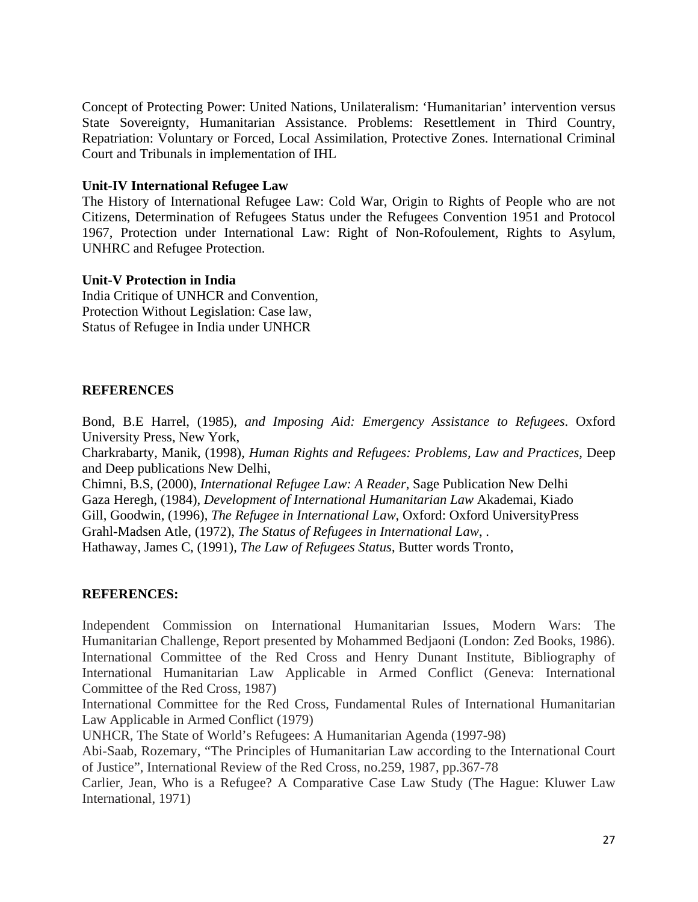Concept of Protecting Power: United Nations, Unilateralism: 'Humanitarian' intervention versus State Sovereignty, Humanitarian Assistance. Problems: Resettlement in Third Country, Repatriation: Voluntary or Forced, Local Assimilation, Protective Zones. International Criminal Court and Tribunals in implementation of IHL

**Unit-IV International Refugee Law**

The History of International Refugee Law: Cold War, Origin to Rights of People who are not Citizens, Determination of Refugees Status under the Refugees Convention 1951 and Protocol 1967, Protection under International Law: Right of Non-Rofoulement, Rights to Asylum, UNHRC and Refugee Protection.

**Unit-V Protection in India**

India Critique of UNHCR and Convention,
Protection Without Legislation: Case law,
Status of Refugee in India under UNHCR

**REFERENCES**

Bond, B.E Harrel, (1985), *and Imposing Aid: Emergency Assistance to Refugees*. Oxford University Press, New York,
Charkrabarty, Manik, (1998), *Human Rights and Refugees: Problems, Law and Practices*, Deep and Deep publications New Delhi,
Chimni, B.S, (2000), *International Refugee Law: A Reader*, Sage Publication New Delhi
Gaza Heregh, (1984), *Development of International Humanitarian Law* Akademai, Kiado
Gill, Goodwin, (1996), *The Refugee in International Law*, Oxford: Oxford UniversityPress
Grahl-Madsen Atle, (1972), *The Status of Refugees in International Law*, .
Hathaway, James C, (1991), *The Law of Refugees Status*, Butter words Tronto,

**REFERENCES:**

Independent Commission on International Humanitarian Issues, Modern Wars: The Humanitarian Challenge, Report presented by Mohammed Bedjaoni (London: Zed Books, 1986).
International Committee of the Red Cross and Henry Dunant Institute, Bibliography of International Humanitarian Law Applicable in Armed Conflict (Geneva: International Committee of the Red Cross, 1987)
International Committee for the Red Cross, Fundamental Rules of International Humanitarian Law Applicable in Armed Conflict (1979)
UNHCR, The State of World's Refugees: A Humanitarian Agenda (1997-98)
Abi-Saab, Rozemary, "The Principles of Humanitarian Law according to the International Court of Justice", International Review of the Red Cross, no.259, 1987, pp.367-78
Carlier, Jean, Who is a Refugee? A Comparative Case Law Study (The Hague: Kluwer Law International, 1971)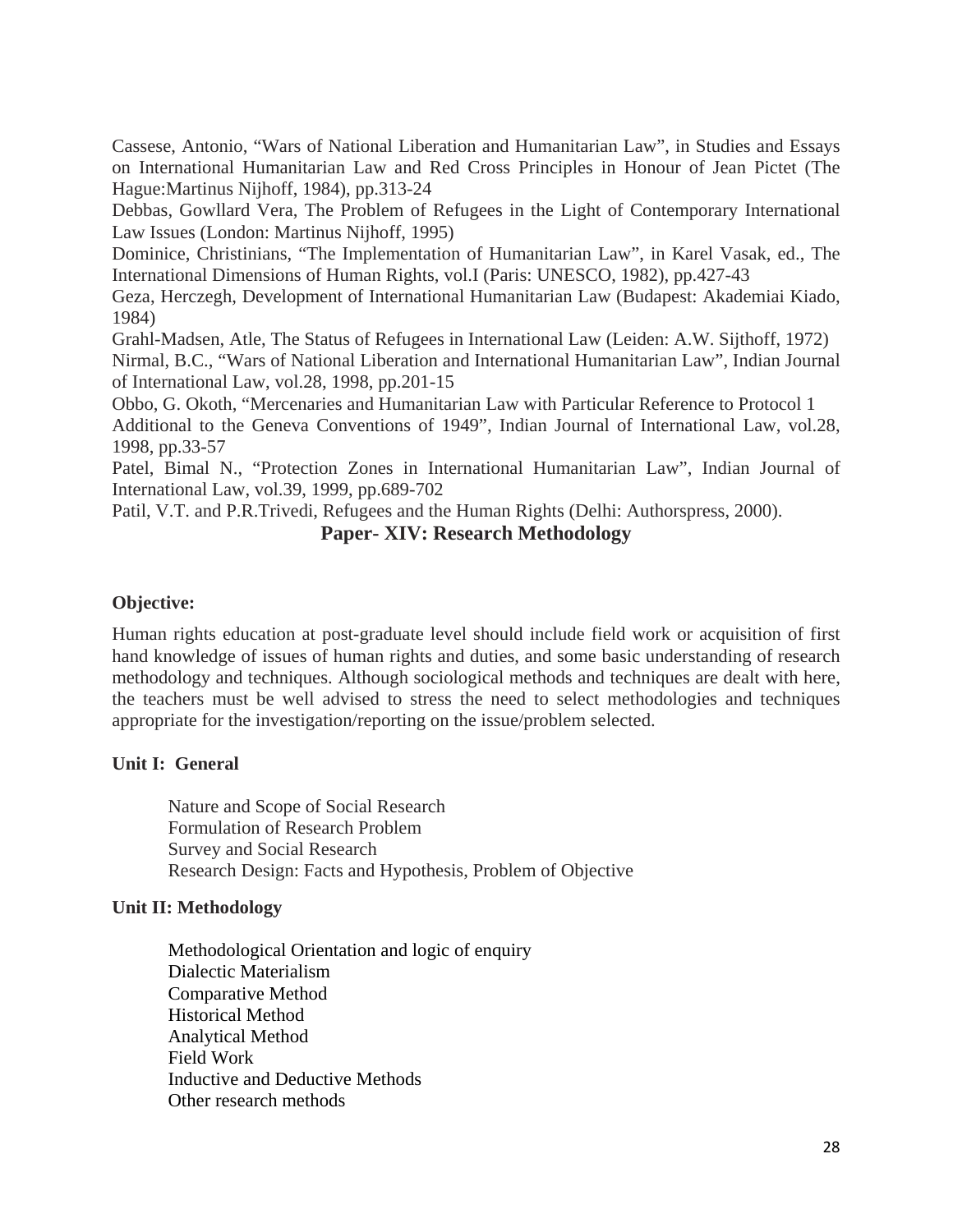Cassese, Antonio, "Wars of National Liberation and Humanitarian Law", in Studies and Essays on International Humanitarian Law and Red Cross Principles in Honour of Jean Pictet (The Hague:Martinus Nijhoff, 1984), pp.313-24

Debbas, Gowllard Vera, The Problem of Refugees in the Light of Contemporary International Law Issues (London: Martinus Nijhoff, 1995)

Dominice, Christinians, "The Implementation of Humanitarian Law", in Karel Vasak, ed., The International Dimensions of Human Rights, vol.I (Paris: UNESCO, 1982), pp.427-43

Geza, Herczegh, Development of International Humanitarian Law (Budapest: Akademiai Kiado, 1984)

Grahl-Madsen, Atle, The Status of Refugees in International Law (Leiden: A.W. Sijthoff, 1972)

Nirmal, B.C., "Wars of National Liberation and International Humanitarian Law", Indian Journal of International Law, vol.28, 1998, pp.201-15

Obbo, G. Okoth, "Mercenaries and Humanitarian Law with Particular Reference to Protocol 1 Additional to the Geneva Conventions of 1949", Indian Journal of International Law, vol.28, 1998, pp.33-57

Patel, Bimal N., "Protection Zones in International Humanitarian Law", Indian Journal of International Law, vol.39, 1999, pp.689-702

Patil, V.T. and P.R.Trivedi, Refugees and the Human Rights (Delhi: Authorspress, 2000).

## Paper- XIV: Research Methodology

**Objective:**

Human rights education at post-graduate level should include field work or acquisition of first hand knowledge of issues of human rights and duties, and some basic understanding of research methodology and techniques. Although sociological methods and techniques are dealt with here, the teachers must be well advised to stress the need to select methodologies and techniques appropriate for the investigation/reporting on the issue/problem selected.

**Unit I: General**

Nature and Scope of Social Research
Formulation of Research Problem
Survey and Social Research
Research Design: Facts and Hypothesis, Problem of Objective

**Unit II: Methodology**

Methodological Orientation and logic of enquiry
Dialectic Materialism
Comparative Method
Historical Method
Analytical Method
Field Work
Inductive and Deductive Methods
Other research methods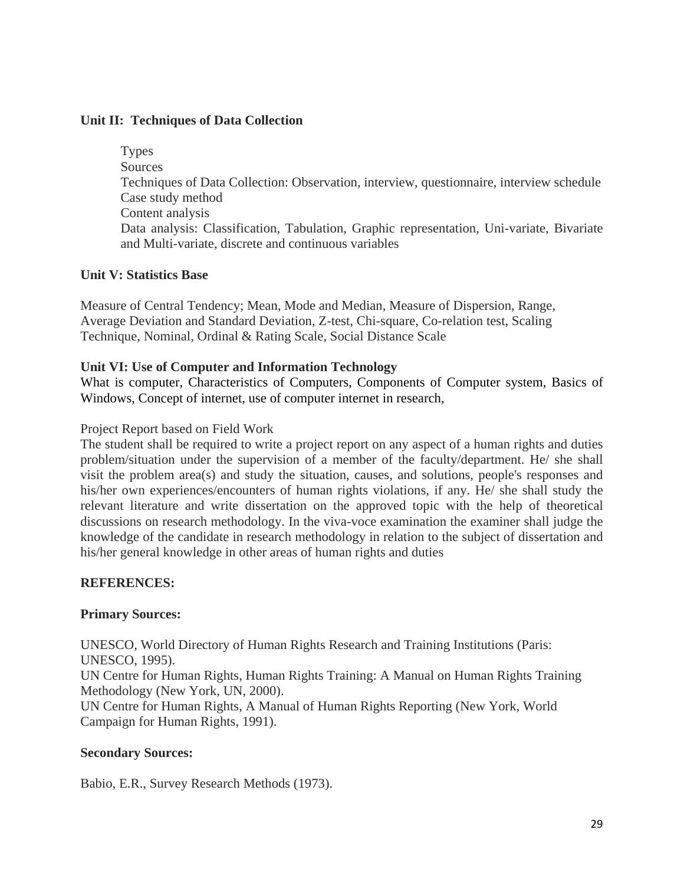**Unit II: Techniques of Data Collection**

- Types
- Sources
- Techniques of Data Collection: Observation, interview, questionnaire, interview schedule
- Case study method
- Content analysis
- Data analysis: Classification, Tabulation, Graphic representation, Uni-variate, Bivariate and Multi-variate, discrete and continuous variables

**Unit V: Statistics Base**

Measure of Central Tendency; Mean, Mode and Median, Measure of Dispersion, Range, Average Deviation and Standard Deviation, Z-test, Chi-square, Co-relation test, Scaling Technique, Nominal, Ordinal & Rating Scale, Social Distance Scale

**Unit VI: Use of Computer and Information Technology**

What is computer, Characteristics of Computers, Components of Computer system, Basics of Windows, Concept of internet, use of computer internet in research,

Project Report based on Field Work

The student shall be required to write a project report on any aspect of a human rights and duties problem/situation under the supervision of a member of the faculty/department. He/ she shall visit the problem area(s) and study the situation, causes, and solutions, people's responses and his/her own experiences/encounters of human rights violations, if any. He/ she shall study the relevant literature and write dissertation on the approved topic with the help of theoretical discussions on research methodology. In the viva-voce examination the examiner shall judge the knowledge of the candidate in research methodology in relation to the subject of dissertation and his/her general knowledge in other areas of human rights and duties

**REFERENCES:**

**Primary Sources:**

UNESCO, World Directory of Human Rights Research and Training Institutions (Paris: UNESCO, 1995).

UN Centre for Human Rights, Human Rights Training: A Manual on Human Rights Training Methodology (New York, UN, 2000).

UN Centre for Human Rights, A Manual of Human Rights Reporting (New York, World Campaign for Human Rights, 1991).

**Secondary Sources:**

Babio, E.R., Survey Research Methods (1973).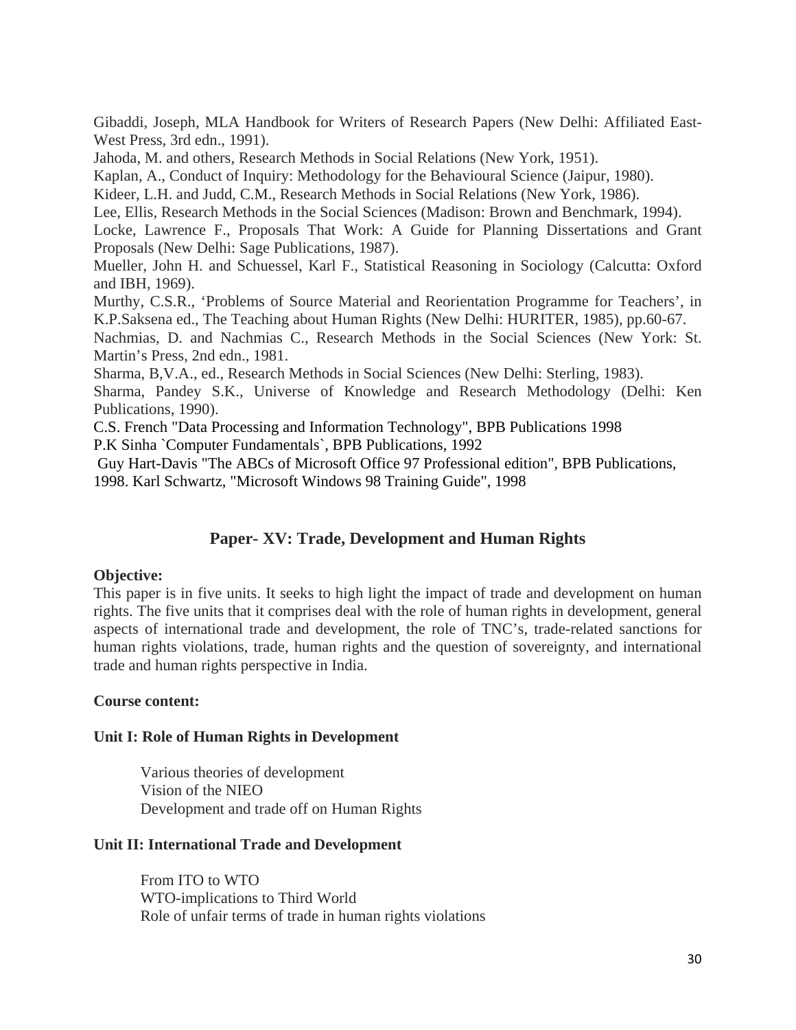Gibaddi, Joseph, MLA Handbook for Writers of Research Papers (New Delhi: Affiliated East-West Press, 3rd edn., 1991).

Jahoda, M. and others, Research Methods in Social Relations (New York, 1951).

Kaplan, A., Conduct of Inquiry: Methodology for the Behavioural Science (Jaipur, 1980).

Kideer, L.H. and Judd, C.M., Research Methods in Social Relations (New York, 1986).

Lee, Ellis, Research Methods in the Social Sciences (Madison: Brown and Benchmark, 1994).

Locke, Lawrence F., Proposals That Work: A Guide for Planning Dissertations and Grant Proposals (New Delhi: Sage Publications, 1987).

Mueller, John H. and Schuessel, Karl F., Statistical Reasoning in Sociology (Calcutta: Oxford and IBH, 1969).

Murthy, C.S.R., 'Problems of Source Material and Reorientation Programme for Teachers', in K.P.Saksena ed., The Teaching about Human Rights (New Delhi: HURITER, 1985), pp.60-67.

Nachmias, D. and Nachmias C., Research Methods in the Social Sciences (New York: St. Martin's Press, 2nd edn., 1981.

Sharma, B,V.A., ed., Research Methods in Social Sciences (New Delhi: Sterling, 1983).

Sharma, Pandey S.K., Universe of Knowledge and Research Methodology (Delhi: Ken Publications, 1990).

C.S. French "Data Processing and Information Technology", BPB Publications 1998

P.K Sinha `Computer Fundamentals`, BPB Publications, 1992

Guy Hart-Davis "The ABCs of Microsoft Office 97 Professional edition", BPB Publications, 1998. Karl Schwartz, "Microsoft Windows 98 Training Guide", 1998

## Paper- XV: Trade, Development and Human Rights

**Objective:**

This paper is in five units. It seeks to high light the impact of trade and development on human rights. The five units that it comprises deal with the role of human rights in development, general aspects of international trade and development, the role of TNC's, trade-related sanctions for human rights violations, trade, human rights and the question of sovereignty, and international trade and human rights perspective in India.

**Course content:**

**Unit I: Role of Human Rights in Development**

Various theories of development
Vision of the NIEO
Development and trade off on Human Rights

**Unit II: International Trade and Development**

From ITO to WTO
WTO-implications to Third World
Role of unfair terms of trade in human rights violations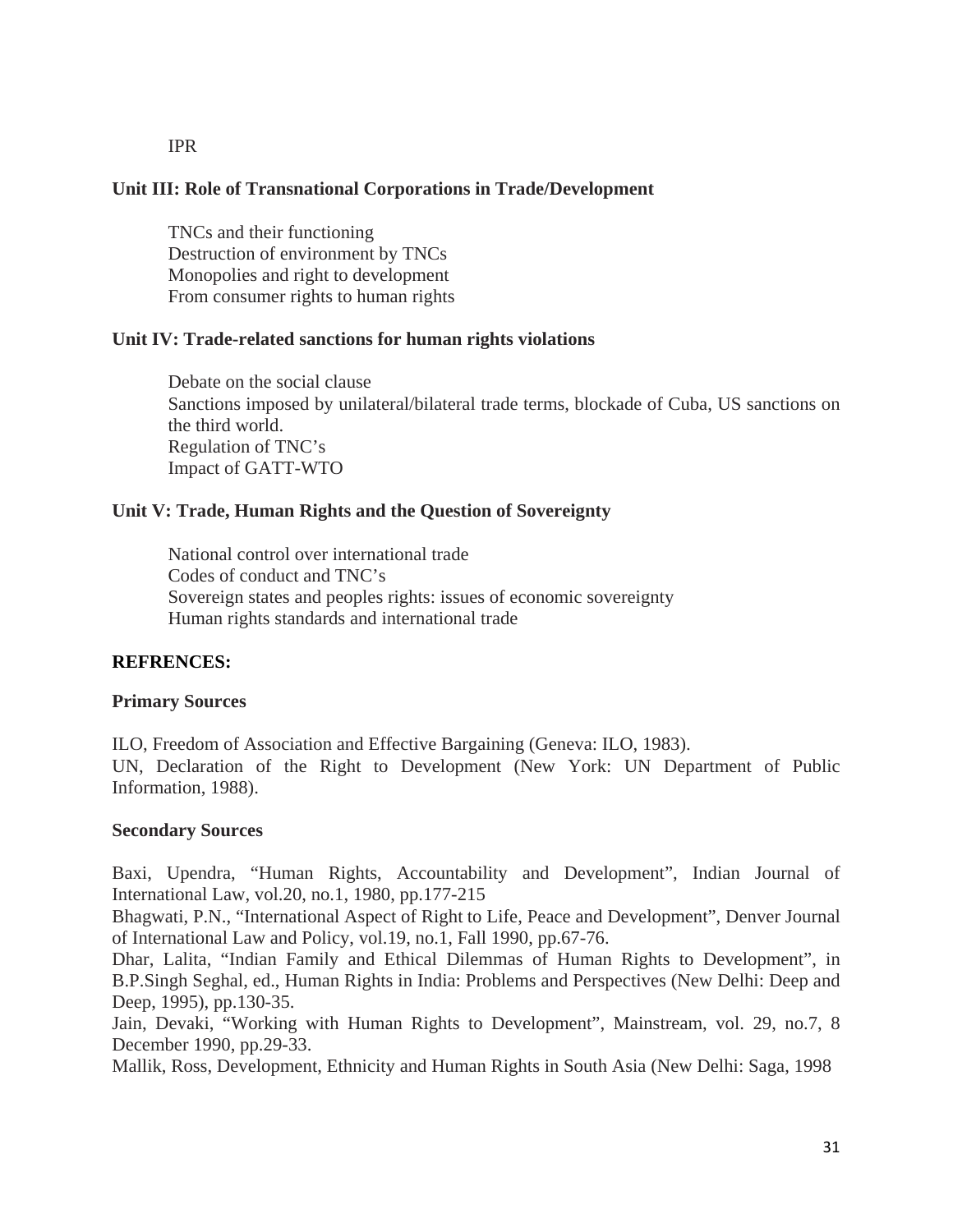IPR

**Unit III: Role of Transnational Corporations in Trade/Development**

TNCs and their functioning
Destruction of environment by TNCs
Monopolies and right to development
From consumer rights to human rights

**Unit IV: Trade-related sanctions for human rights violations**

Debate on the social clause
Sanctions imposed by unilateral/bilateral trade terms, blockade of Cuba, US sanctions on the third world.
Regulation of TNC's
Impact of GATT-WTO

**Unit V: Trade, Human Rights and the Question of Sovereignty**

National control over international trade
Codes of conduct and TNC's
Sovereign states and peoples rights: issues of economic sovereignty
Human rights standards and international trade

**REFRENCES:**

**Primary Sources**

ILO, Freedom of Association and Effective Bargaining (Geneva: ILO, 1983).
UN, Declaration of the Right to Development (New York: UN Department of Public Information, 1988).

**Secondary Sources**

Baxi, Upendra, "Human Rights, Accountability and Development", Indian Journal of International Law, vol.20, no.1, 1980, pp.177-215
Bhagwati, P.N., "International Aspect of Right to Life, Peace and Development", Denver Journal of International Law and Policy, vol.19, no.1, Fall 1990, pp.67-76.
Dhar, Lalita, "Indian Family and Ethical Dilemmas of Human Rights to Development", in B.P.Singh Seghal, ed., Human Rights in India: Problems and Perspectives (New Delhi: Deep and Deep, 1995), pp.130-35.
Jain, Devaki, "Working with Human Rights to Development", Mainstream, vol. 29, no.7, 8 December 1990, pp.29-33.
Mallik, Ross, Development, Ethnicity and Human Rights in South Asia (New Delhi: Saga, 1998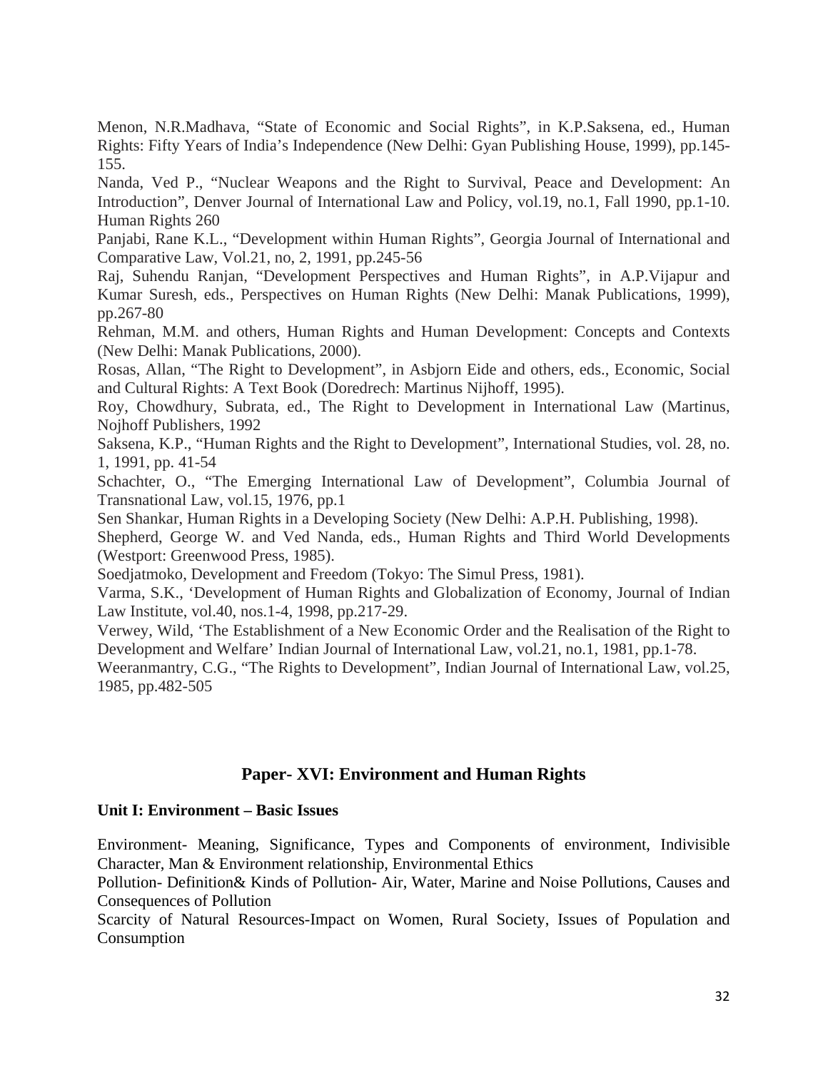Menon, N.R.Madhava, "State of Economic and Social Rights", in K.P.Saksena, ed., Human Rights: Fifty Years of India's Independence (New Delhi: Gyan Publishing House, 1999), pp.145-155.

Nanda, Ved P., "Nuclear Weapons and the Right to Survival, Peace and Development: An Introduction", Denver Journal of International Law and Policy, vol.19, no.1, Fall 1990, pp.1-10. Human Rights 260

Panjabi, Rane K.L., "Development within Human Rights", Georgia Journal of International and Comparative Law, Vol.21, no, 2, 1991, pp.245-56

Raj, Suhendu Ranjan, "Development Perspectives and Human Rights", in A.P.Vijapur and Kumar Suresh, eds., Perspectives on Human Rights (New Delhi: Manak Publications, 1999), pp.267-80

Rehman, M.M. and others, Human Rights and Human Development: Concepts and Contexts (New Delhi: Manak Publications, 2000).

Rosas, Allan, "The Right to Development", in Asbjorn Eide and others, eds., Economic, Social and Cultural Rights: A Text Book (Doredrech: Martinus Nijhoff, 1995).

Roy, Chowdhury, Subrata, ed., The Right to Development in International Law (Martinus, Nojhoff Publishers, 1992

Saksena, K.P., "Human Rights and the Right to Development", International Studies, vol. 28, no. 1, 1991, pp. 41-54

Schachter, O., "The Emerging International Law of Development", Columbia Journal of Transnational Law, vol.15, 1976, pp.1

Sen Shankar, Human Rights in a Developing Society (New Delhi: A.P.H. Publishing, 1998).

Shepherd, George W. and Ved Nanda, eds., Human Rights and Third World Developments (Westport: Greenwood Press, 1985).

Soedjatmoko, Development and Freedom (Tokyo: The Simul Press, 1981).

Varma, S.K., 'Development of Human Rights and Globalization of Economy, Journal of Indian Law Institute, vol.40, nos.1-4, 1998, pp.217-29.

Verwey, Wild, 'The Establishment of a New Economic Order and the Realisation of the Right to Development and Welfare' Indian Journal of International Law, vol.21, no.1, 1981, pp.1-78.

Weeranmantry, C.G., "The Rights to Development", Indian Journal of International Law, vol.25, 1985, pp.482-505

## Paper- XVI: Environment and Human Rights

**Unit I: Environment – Basic Issues**

Environment- Meaning, Significance, Types and Components of environment, Indivisible Character, Man & Environment relationship, Environmental Ethics

Pollution- Definition& Kinds of Pollution- Air, Water, Marine and Noise Pollutions, Causes and Consequences of Pollution

Scarcity of Natural Resources-Impact on Women, Rural Society, Issues of Population and Consumption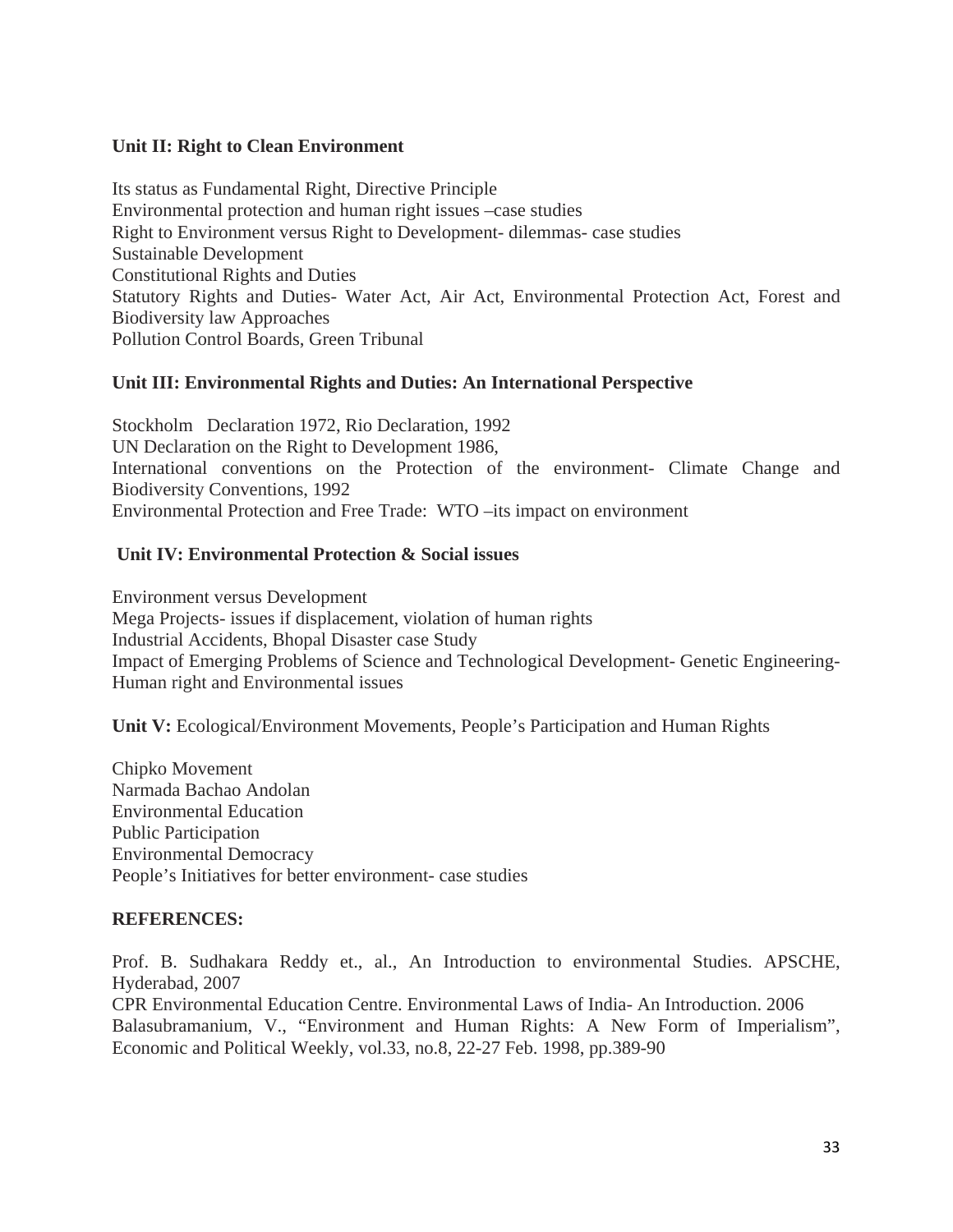**Unit II: Right to Clean Environment**

Its status as Fundamental Right, Directive Principle
Environmental protection and human right issues –case studies
Right to Environment versus Right to Development- dilemmas- case studies
Sustainable Development
Constitutional Rights and Duties
Statutory Rights and Duties- Water Act, Air Act, Environmental Protection Act, Forest and Biodiversity law Approaches
Pollution Control Boards, Green Tribunal

**Unit III: Environmental Rights and Duties: An International Perspective**

Stockholm Declaration 1972, Rio Declaration, 1992
UN Declaration on the Right to Development 1986,
International conventions on the Protection of the environment- Climate Change and Biodiversity Conventions, 1992
Environmental Protection and Free Trade: WTO –its impact on environment

**Unit IV: Environmental Protection & Social issues**

Environment versus Development
Mega Projects- issues if displacement, violation of human rights
Industrial Accidents, Bhopal Disaster case Study
Impact of Emerging Problems of Science and Technological Development- Genetic Engineering- Human right and Environmental issues

**Unit V:** Ecological/Environment Movements, People's Participation and Human Rights

Chipko Movement
Narmada Bachao Andolan
Environmental Education
Public Participation
Environmental Democracy
People's Initiatives for better environment- case studies

**REFERENCES:**

Prof. B. Sudhakara Reddy et., al., An Introduction to environmental Studies. APSCHE, Hyderabad, 2007
CPR Environmental Education Centre. Environmental Laws of India- An Introduction. 2006
Balasubramanium, V., "Environment and Human Rights: A New Form of Imperialism", Economic and Political Weekly, vol.33, no.8, 22-27 Feb. 1998, pp.389-90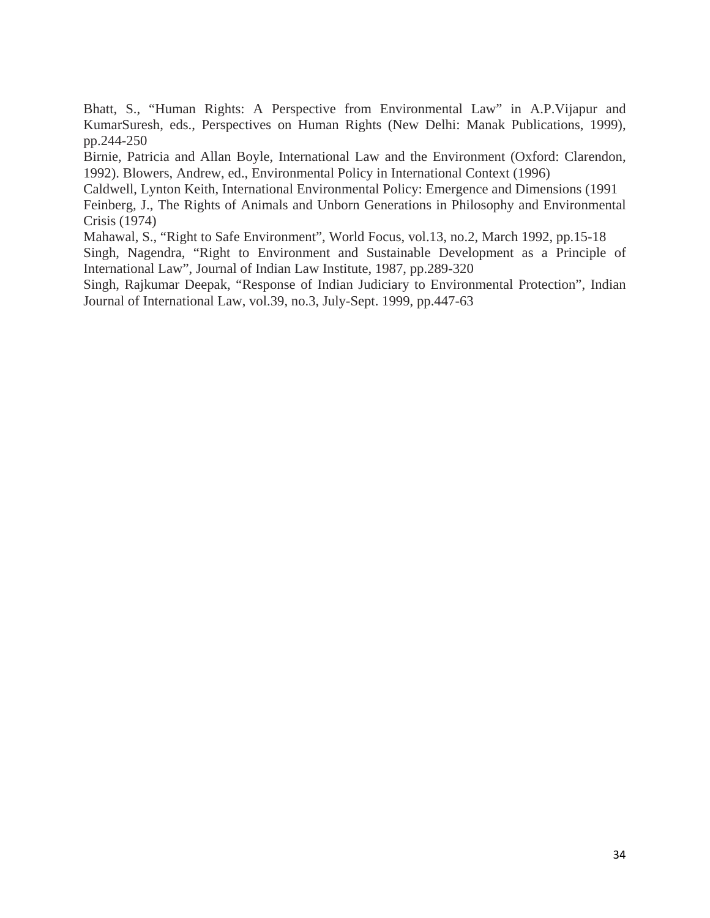Bhatt, S., "Human Rights: A Perspective from Environmental Law" in A.P.Vijapur and KumarSuresh, eds., Perspectives on Human Rights (New Delhi: Manak Publications, 1999), pp.244-250

Birnie, Patricia and Allan Boyle, International Law and the Environment (Oxford: Clarendon, 1992). Blowers, Andrew, ed., Environmental Policy in International Context (1996)

Caldwell, Lynton Keith, International Environmental Policy: Emergence and Dimensions (1991

Feinberg, J., The Rights of Animals and Unborn Generations in Philosophy and Environmental Crisis (1974)

Mahawal, S., "Right to Safe Environment", World Focus, vol.13, no.2, March 1992, pp.15-18

Singh, Nagendra, "Right to Environment and Sustainable Development as a Principle of International Law", Journal of Indian Law Institute, 1987, pp.289-320

Singh, Rajkumar Deepak, "Response of Indian Judiciary to Environmental Protection", Indian Journal of International Law, vol.39, no.3, July-Sept. 1999, pp.447-63